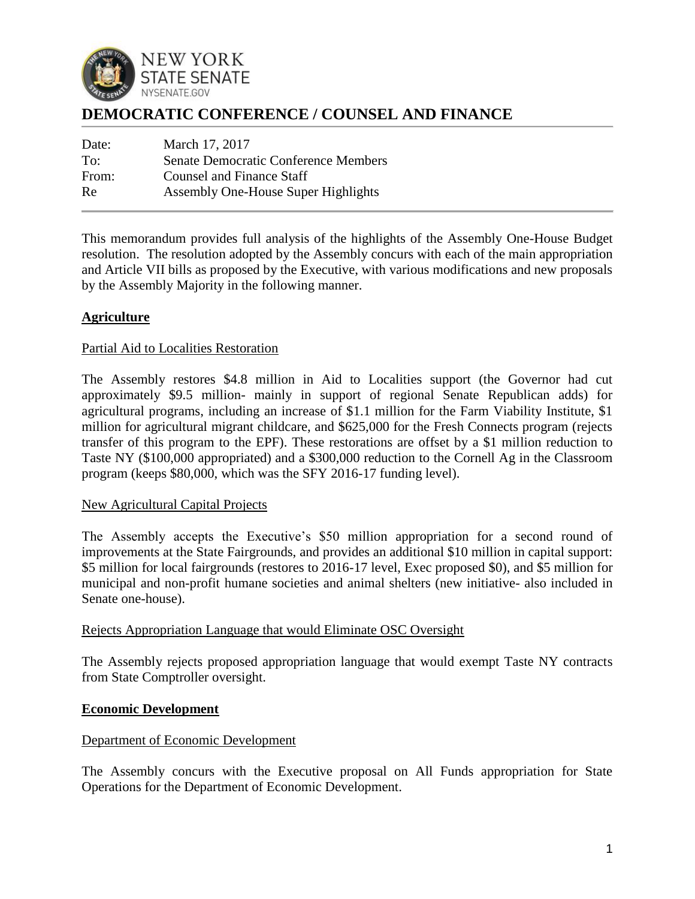NEW YORK
STATE SENATE
NYSENATE.GOV

# DEMOCRATIC CONFERENCE / COUNSEL AND FINANCE

| | |
|---|---|
| Date: | March 17, 2017 |
| To: | Senate Democratic Conference Members |
| From: | Counsel and Finance Staff |
| Re | Assembly One-House Super Highlights |

This memorandum provides full analysis of the highlights of the Assembly One-House Budget resolution. The resolution adopted by the Assembly concurs with each of the main appropriation and Article VII bills as proposed by the Executive, with various modifications and new proposals by the Assembly Majority in the following manner.

## Agriculture

### Partial Aid to Localities Restoration

The Assembly restores $4.8 million in Aid to Localities support (the Governor had cut approximately $9.5 million- mainly in support of regional Senate Republican adds) for agricultural programs, including an increase of $1.1 million for the Farm Viability Institute, $1 million for agricultural migrant childcare, and $625,000 for the Fresh Connects program (rejects transfer of this program to the EPF). These restorations are offset by a $1 million reduction to Taste NY ($100,000 appropriated) and a $300,000 reduction to the Cornell Ag in the Classroom program (keeps $80,000, which was the SFY 2016-17 funding level).

### New Agricultural Capital Projects

The Assembly accepts the Executive's $50 million appropriation for a second round of improvements at the State Fairgrounds, and provides an additional $10 million in capital support: $5 million for local fairgrounds (restores to 2016-17 level, Exec proposed $0), and $5 million for municipal and non-profit humane societies and animal shelters (new initiative- also included in Senate one-house).

### Rejects Appropriation Language that would Eliminate OSC Oversight

The Assembly rejects proposed appropriation language that would exempt Taste NY contracts from State Comptroller oversight.

## Economic Development

### Department of Economic Development

The Assembly concurs with the Executive proposal on All Funds appropriation for State Operations for the Department of Economic Development.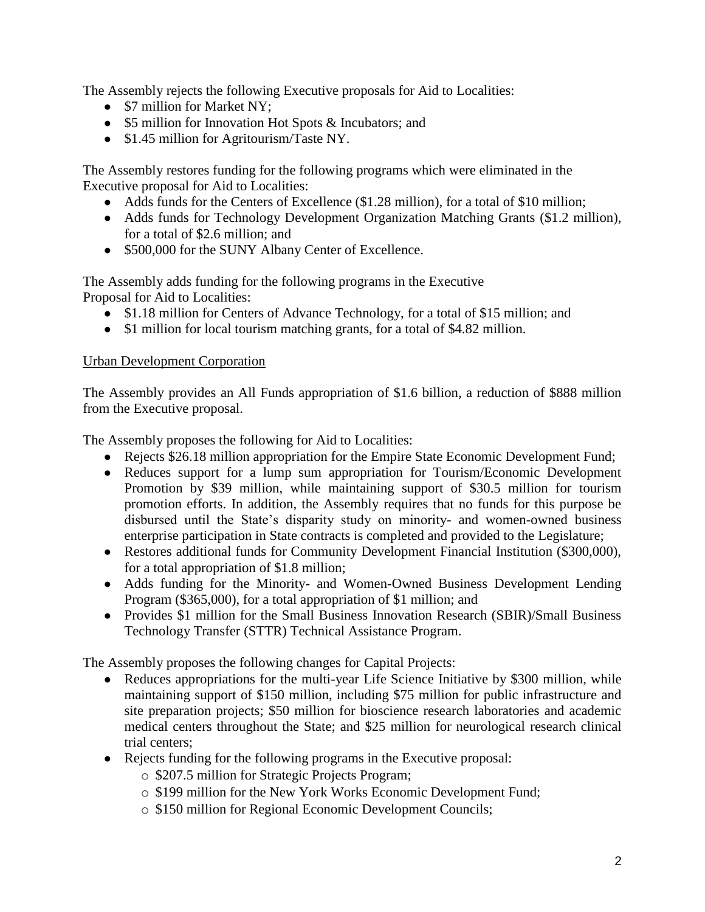The Assembly rejects the following Executive proposals for Aid to Localities:

- $7 million for Market NY;
- $5 million for Innovation Hot Spots & Incubators; and
- $1.45 million for Agritourism/Taste NY.

The Assembly restores funding for the following programs which were eliminated in the Executive proposal for Aid to Localities:

- Adds funds for the Centers of Excellence ($1.28 million), for a total of $10 million;
- Adds funds for Technology Development Organization Matching Grants ($1.2 million), for a total of $2.6 million; and
- $500,000 for the SUNY Albany Center of Excellence.

The Assembly adds funding for the following programs in the Executive Proposal for Aid to Localities:

- $1.18 million for Centers of Advance Technology, for a total of $15 million; and
- $1 million for local tourism matching grants, for a total of $4.82 million.

Urban Development Corporation

The Assembly provides an All Funds appropriation of $1.6 billion, a reduction of $888 million from the Executive proposal.

The Assembly proposes the following for Aid to Localities:

- Rejects $26.18 million appropriation for the Empire State Economic Development Fund;
- Reduces support for a lump sum appropriation for Tourism/Economic Development Promotion by $39 million, while maintaining support of $30.5 million for tourism promotion efforts. In addition, the Assembly requires that no funds for this purpose be disbursed until the State's disparity study on minority- and women-owned business enterprise participation in State contracts is completed and provided to the Legislature;
- Restores additional funds for Community Development Financial Institution ($300,000), for a total appropriation of $1.8 million;
- Adds funding for the Minority- and Women-Owned Business Development Lending Program ($365,000), for a total appropriation of $1 million; and
- Provides $1 million for the Small Business Innovation Research (SBIR)/Small Business Technology Transfer (STTR) Technical Assistance Program.

The Assembly proposes the following changes for Capital Projects:

- Reduces appropriations for the multi-year Life Science Initiative by $300 million, while maintaining support of $150 million, including $75 million for public infrastructure and site preparation projects; $50 million for bioscience research laboratories and academic medical centers throughout the State; and $25 million for neurological research clinical trial centers;
- Rejects funding for the following programs in the Executive proposal:
  - $207.5 million for Strategic Projects Program;
  - $199 million for the New York Works Economic Development Fund;
  - $150 million for Regional Economic Development Councils;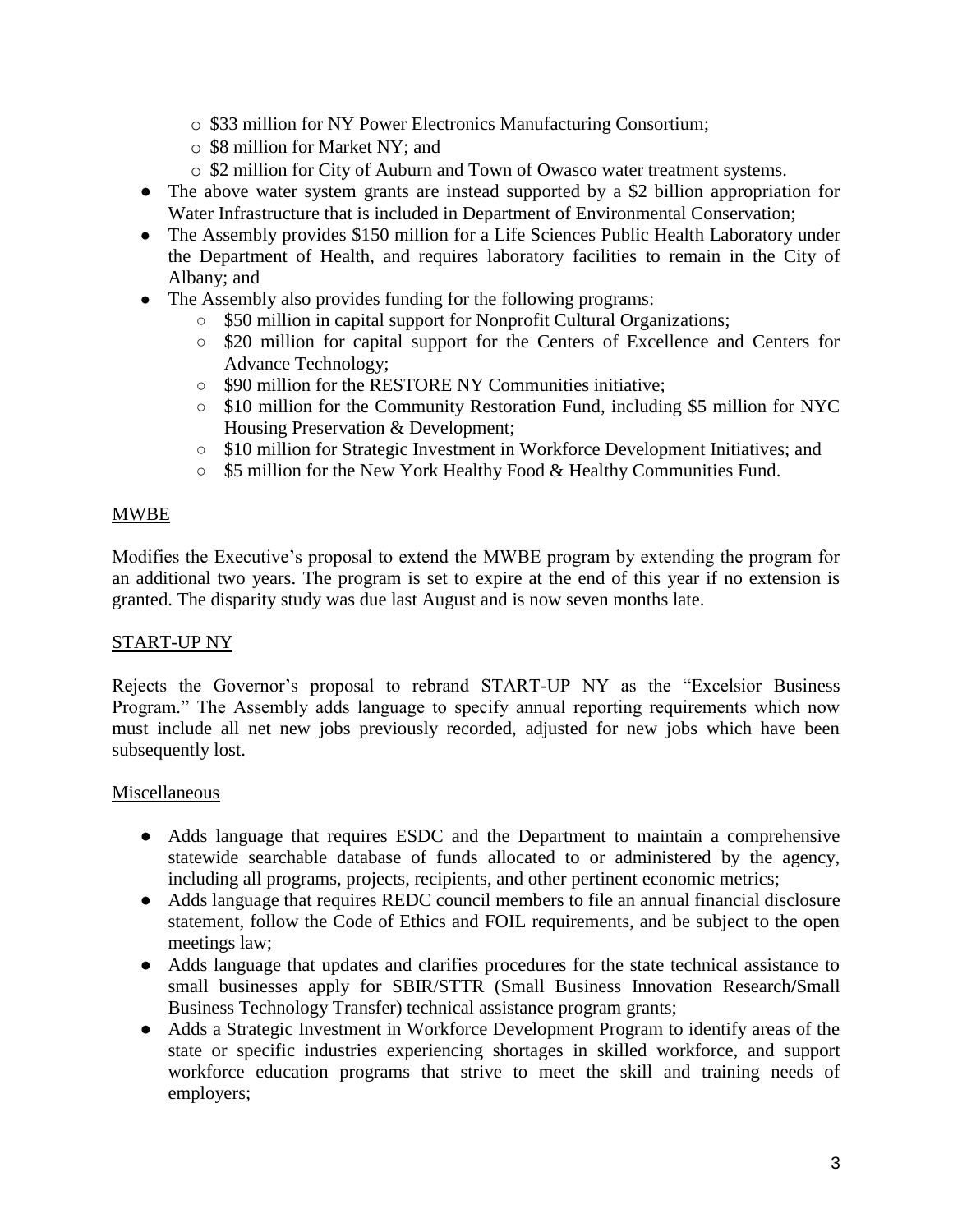- $33 million for NY Power Electronics Manufacturing Consortium;
  - $8 million for Market NY; and
  - $2 million for City of Auburn and Town of Owasco water treatment systems.
- The above water system grants are instead supported by a $2 billion appropriation for Water Infrastructure that is included in Department of Environmental Conservation;
- The Assembly provides $150 million for a Life Sciences Public Health Laboratory under the Department of Health, and requires laboratory facilities to remain in the City of Albany; and
- The Assembly also provides funding for the following programs:
  - $50 million in capital support for Nonprofit Cultural Organizations;
  - $20 million for capital support for the Centers of Excellence and Centers for Advance Technology;
  - $90 million for the RESTORE NY Communities initiative;
  - $10 million for the Community Restoration Fund, including $5 million for NYC Housing Preservation & Development;
  - $10 million for Strategic Investment in Workforce Development Initiatives; and
  - $5 million for the New York Healthy Food & Healthy Communities Fund.

<u>MWBE</u>

Modifies the Executive's proposal to extend the MWBE program by extending the program for an additional two years. The program is set to expire at the end of this year if no extension is granted. The disparity study was due last August and is now seven months late.

<u>START-UP NY</u>

Rejects the Governor's proposal to rebrand START-UP NY as the "Excelsior Business Program." The Assembly adds language to specify annual reporting requirements which now must include all net new jobs previously recorded, adjusted for new jobs which have been subsequently lost.

<u>Miscellaneous</u>

- Adds language that requires ESDC and the Department to maintain a comprehensive statewide searchable database of funds allocated to or administered by the agency, including all programs, projects, recipients, and other pertinent economic metrics;
- Adds language that requires REDC council members to file an annual financial disclosure statement, follow the Code of Ethics and FOIL requirements, and be subject to the open meetings law;
- Adds language that updates and clarifies procedures for the state technical assistance to small businesses apply for SBIR/STTR (Small Business Innovation Research/Small Business Technology Transfer) technical assistance program grants;
- Adds a Strategic Investment in Workforce Development Program to identify areas of the state or specific industries experiencing shortages in skilled workforce, and support workforce education programs that strive to meet the skill and training needs of employers;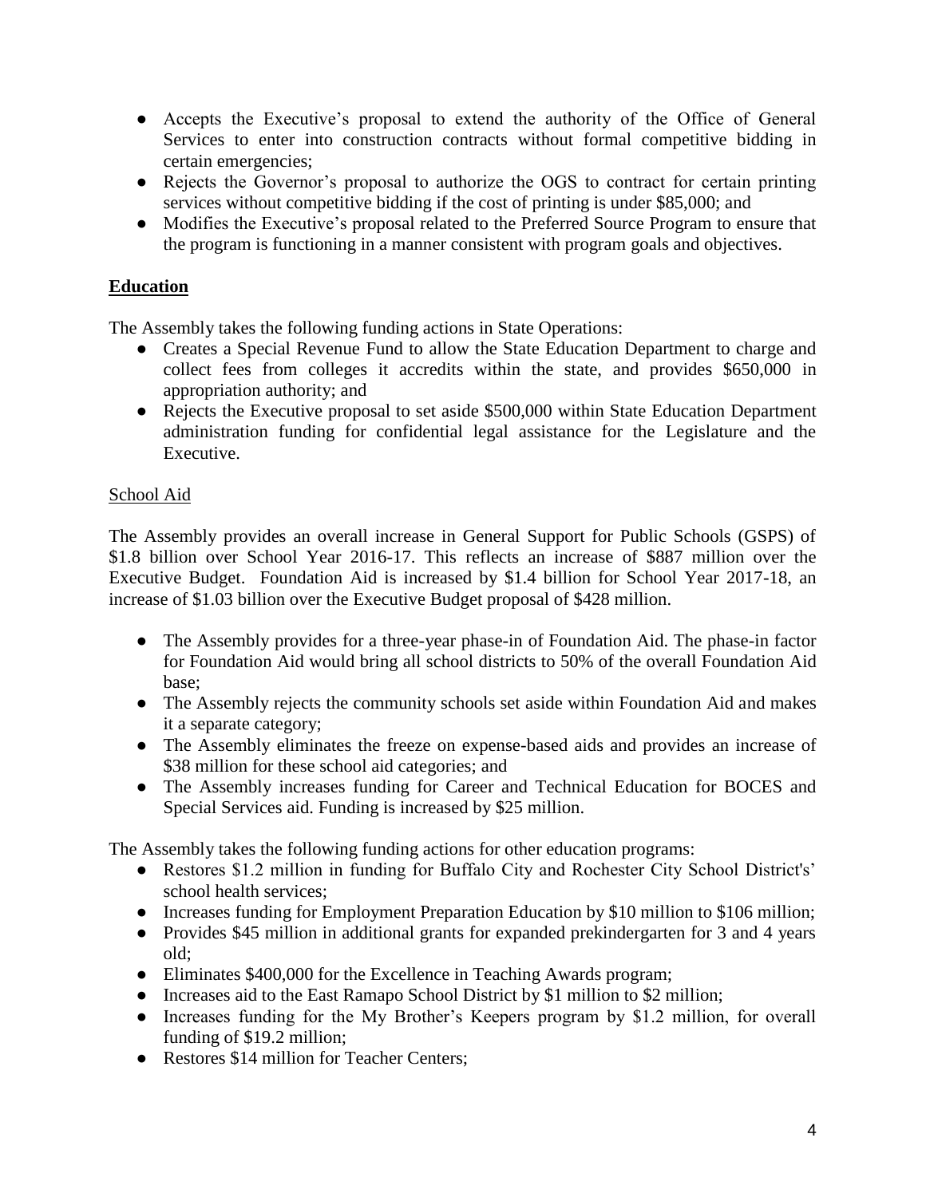- Accepts the Executive's proposal to extend the authority of the Office of General Services to enter into construction contracts without formal competitive bidding in certain emergencies;
- Rejects the Governor's proposal to authorize the OGS to contract for certain printing services without competitive bidding if the cost of printing is under $85,000; and
- Modifies the Executive's proposal related to the Preferred Source Program to ensure that the program is functioning in a manner consistent with program goals and objectives.

## Education

The Assembly takes the following funding actions in State Operations:

- Creates a Special Revenue Fund to allow the State Education Department to charge and collect fees from colleges it accredits within the state, and provides $650,000 in appropriation authority; and
- Rejects the Executive proposal to set aside $500,000 within State Education Department administration funding for confidential legal assistance for the Legislature and the Executive.

### School Aid

The Assembly provides an overall increase in General Support for Public Schools (GSPS) of $1.8 billion over School Year 2016-17. This reflects an increase of $887 million over the Executive Budget. Foundation Aid is increased by $1.4 billion for School Year 2017-18, an increase of $1.03 billion over the Executive Budget proposal of $428 million.

- The Assembly provides for a three-year phase-in of Foundation Aid. The phase-in factor for Foundation Aid would bring all school districts to 50% of the overall Foundation Aid base;
- The Assembly rejects the community schools set aside within Foundation Aid and makes it a separate category;
- The Assembly eliminates the freeze on expense-based aids and provides an increase of $38 million for these school aid categories; and
- The Assembly increases funding for Career and Technical Education for BOCES and Special Services aid. Funding is increased by $25 million.

The Assembly takes the following funding actions for other education programs:

- Restores $1.2 million in funding for Buffalo City and Rochester City School District's' school health services;
- Increases funding for Employment Preparation Education by $10 million to $106 million;
- Provides $45 million in additional grants for expanded prekindergarten for 3 and 4 years old;
- Eliminates $400,000 for the Excellence in Teaching Awards program;
- Increases aid to the East Ramapo School District by $1 million to $2 million;
- Increases funding for the My Brother's Keepers program by $1.2 million, for overall funding of $19.2 million;
- Restores $14 million for Teacher Centers;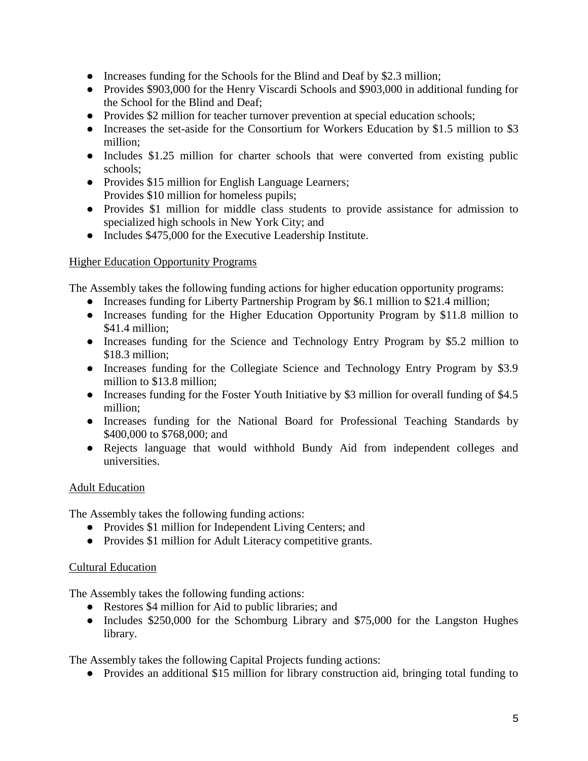- Increases funding for the Schools for the Blind and Deaf by $2.3 million;
- Provides $903,000 for the Henry Viscardi Schools and $903,000 in additional funding for the School for the Blind and Deaf;
- Provides $2 million for teacher turnover prevention at special education schools;
- Increases the set-aside for the Consortium for Workers Education by $1.5 million to $3 million;
- Includes $1.25 million for charter schools that were converted from existing public schools;
- Provides $15 million for English Language Learners;
  Provides $10 million for homeless pupils;
- Provides $1 million for middle class students to provide assistance for admission to specialized high schools in New York City; and
- Includes $475,000 for the Executive Leadership Institute.

## Higher Education Opportunity Programs

The Assembly takes the following funding actions for higher education opportunity programs:

- Increases funding for Liberty Partnership Program by $6.1 million to $21.4 million;
- Increases funding for the Higher Education Opportunity Program by $11.8 million to $41.4 million;
- Increases funding for the Science and Technology Entry Program by $5.2 million to $18.3 million;
- Increases funding for the Collegiate Science and Technology Entry Program by $3.9 million to $13.8 million;
- Increases funding for the Foster Youth Initiative by $3 million for overall funding of $4.5 million;
- Increases funding for the National Board for Professional Teaching Standards by $400,000 to $768,000; and
- Rejects language that would withhold Bundy Aid from independent colleges and universities.

## Adult Education

The Assembly takes the following funding actions:

- Provides $1 million for Independent Living Centers; and
- Provides $1 million for Adult Literacy competitive grants.

## Cultural Education

The Assembly takes the following funding actions:

- Restores $4 million for Aid to public libraries; and
- Includes $250,000 for the Schomburg Library and $75,000 for the Langston Hughes library.

The Assembly takes the following Capital Projects funding actions:

- Provides an additional $15 million for library construction aid, bringing total funding to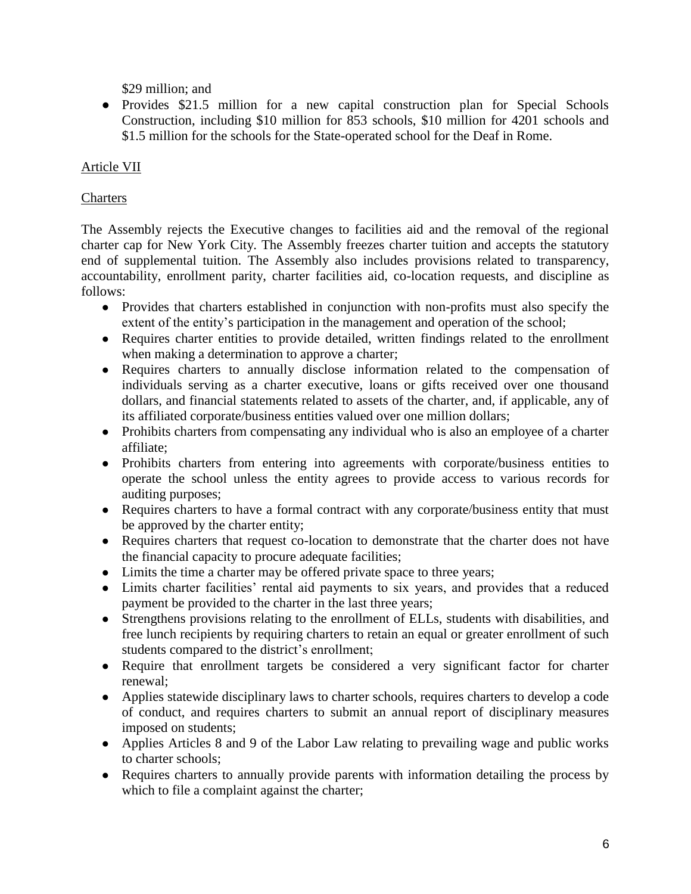$29 million; and

- Provides $21.5 million for a new capital construction plan for Special Schools Construction, including $10 million for 853 schools, $10 million for 4201 schools and $1.5 million for the schools for the State-operated school for the Deaf in Rome.

Article VII

Charters

The Assembly rejects the Executive changes to facilities aid and the removal of the regional charter cap for New York City. The Assembly freezes charter tuition and accepts the statutory end of supplemental tuition. The Assembly also includes provisions related to transparency, accountability, enrollment parity, charter facilities aid, co-location requests, and discipline as follows:

- Provides that charters established in conjunction with non-profits must also specify the extent of the entity's participation in the management and operation of the school;
- Requires charter entities to provide detailed, written findings related to the enrollment when making a determination to approve a charter;
- Requires charters to annually disclose information related to the compensation of individuals serving as a charter executive, loans or gifts received over one thousand dollars, and financial statements related to assets of the charter, and, if applicable, any of its affiliated corporate/business entities valued over one million dollars;
- Prohibits charters from compensating any individual who is also an employee of a charter affiliate;
- Prohibits charters from entering into agreements with corporate/business entities to operate the school unless the entity agrees to provide access to various records for auditing purposes;
- Requires charters to have a formal contract with any corporate/business entity that must be approved by the charter entity;
- Requires charters that request co-location to demonstrate that the charter does not have the financial capacity to procure adequate facilities;
- Limits the time a charter may be offered private space to three years;
- Limits charter facilities' rental aid payments to six years, and provides that a reduced payment be provided to the charter in the last three years;
- Strengthens provisions relating to the enrollment of ELLs, students with disabilities, and free lunch recipients by requiring charters to retain an equal or greater enrollment of such students compared to the district's enrollment;
- Require that enrollment targets be considered a very significant factor for charter renewal;
- Applies statewide disciplinary laws to charter schools, requires charters to develop a code of conduct, and requires charters to submit an annual report of disciplinary measures imposed on students;
- Applies Articles 8 and 9 of the Labor Law relating to prevailing wage and public works to charter schools;
- Requires charters to annually provide parents with information detailing the process by which to file a complaint against the charter;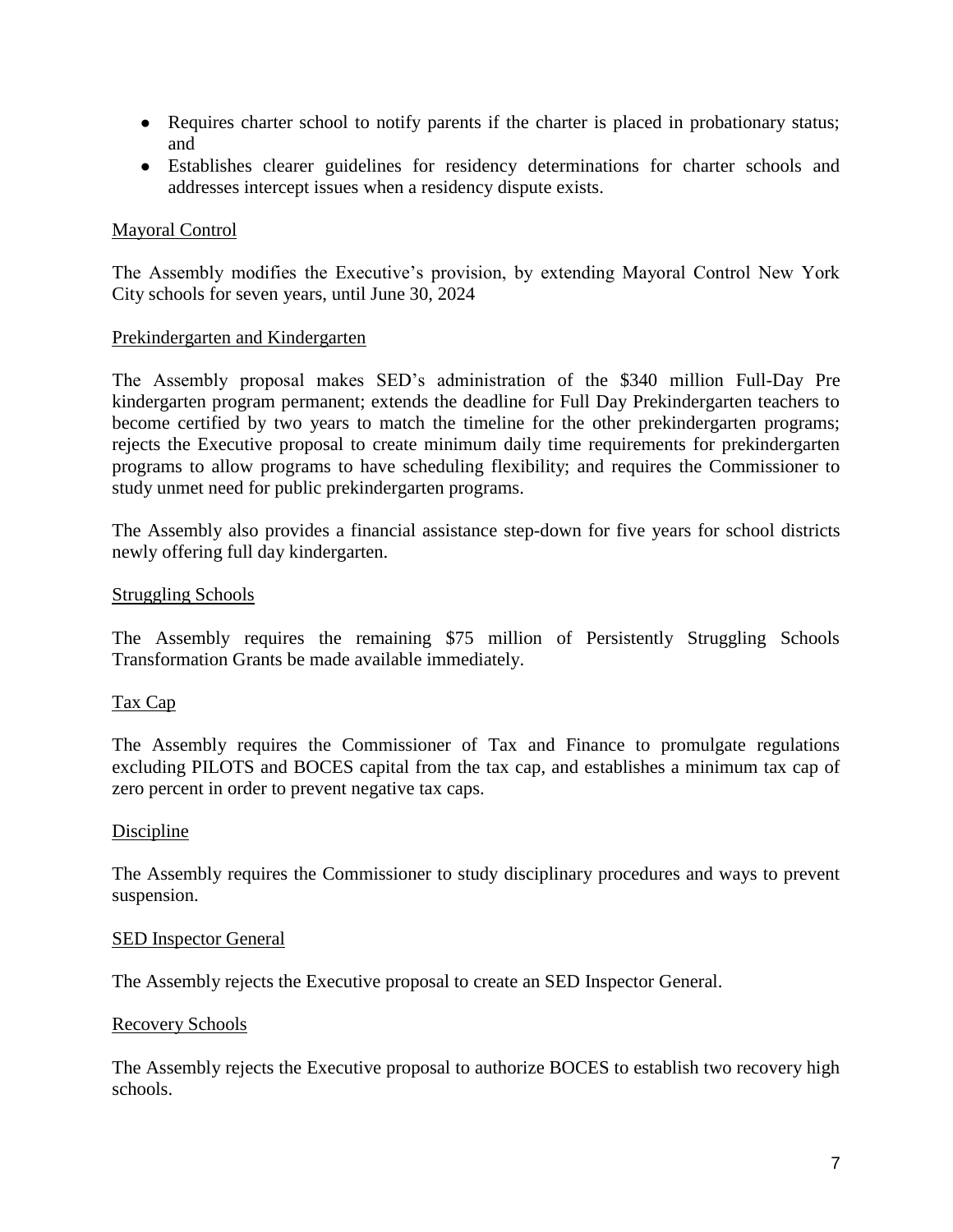- Requires charter school to notify parents if the charter is placed in probationary status; and
- Establishes clearer guidelines for residency determinations for charter schools and addresses intercept issues when a residency dispute exists.

Mayoral Control

The Assembly modifies the Executive's provision, by extending Mayoral Control New York City schools for seven years, until June 30, 2024

Prekindergarten and Kindergarten

The Assembly proposal makes SED's administration of the $340 million Full-Day Pre kindergarten program permanent; extends the deadline for Full Day Prekindergarten teachers to become certified by two years to match the timeline for the other prekindergarten programs; rejects the Executive proposal to create minimum daily time requirements for prekindergarten programs to allow programs to have scheduling flexibility; and requires the Commissioner to study unmet need for public prekindergarten programs.

The Assembly also provides a financial assistance step-down for five years for school districts newly offering full day kindergarten.

Struggling Schools

The Assembly requires the remaining $75 million of Persistently Struggling Schools Transformation Grants be made available immediately.

Tax Cap

The Assembly requires the Commissioner of Tax and Finance to promulgate regulations excluding PILOTS and BOCES capital from the tax cap, and establishes a minimum tax cap of zero percent in order to prevent negative tax caps.

Discipline

The Assembly requires the Commissioner to study disciplinary procedures and ways to prevent suspension.

SED Inspector General

The Assembly rejects the Executive proposal to create an SED Inspector General.

Recovery Schools

The Assembly rejects the Executive proposal to authorize BOCES to establish two recovery high schools.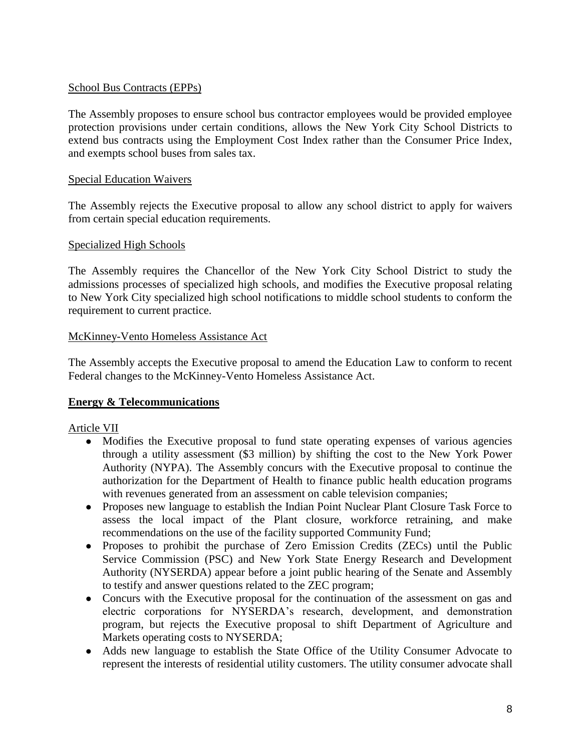School Bus Contracts (EPPs)

The Assembly proposes to ensure school bus contractor employees would be provided employee protection provisions under certain conditions, allows the New York City School Districts to extend bus contracts using the Employment Cost Index rather than the Consumer Price Index, and exempts school buses from sales tax.

Special Education Waivers

The Assembly rejects the Executive proposal to allow any school district to apply for waivers from certain special education requirements.

Specialized High Schools

The Assembly requires the Chancellor of the New York City School District to study the admissions processes of specialized high schools, and modifies the Executive proposal relating to New York City specialized high school notifications to middle school students to conform the requirement to current practice.

McKinney-Vento Homeless Assistance Act

The Assembly accepts the Executive proposal to amend the Education Law to conform to recent Federal changes to the McKinney-Vento Homeless Assistance Act.

**Energy & Telecommunications**

Article VII

- Modifies the Executive proposal to fund state operating expenses of various agencies through a utility assessment ($3 million) by shifting the cost to the New York Power Authority (NYPA). The Assembly concurs with the Executive proposal to continue the authorization for the Department of Health to finance public health education programs with revenues generated from an assessment on cable television companies;
- Proposes new language to establish the Indian Point Nuclear Plant Closure Task Force to assess the local impact of the Plant closure, workforce retraining, and make recommendations on the use of the facility supported Community Fund;
- Proposes to prohibit the purchase of Zero Emission Credits (ZECs) until the Public Service Commission (PSC) and New York State Energy Research and Development Authority (NYSERDA) appear before a joint public hearing of the Senate and Assembly to testify and answer questions related to the ZEC program;
- Concurs with the Executive proposal for the continuation of the assessment on gas and electric corporations for NYSERDA's research, development, and demonstration program, but rejects the Executive proposal to shift Department of Agriculture and Markets operating costs to NYSERDA;
- Adds new language to establish the State Office of the Utility Consumer Advocate to represent the interests of residential utility customers. The utility consumer advocate shall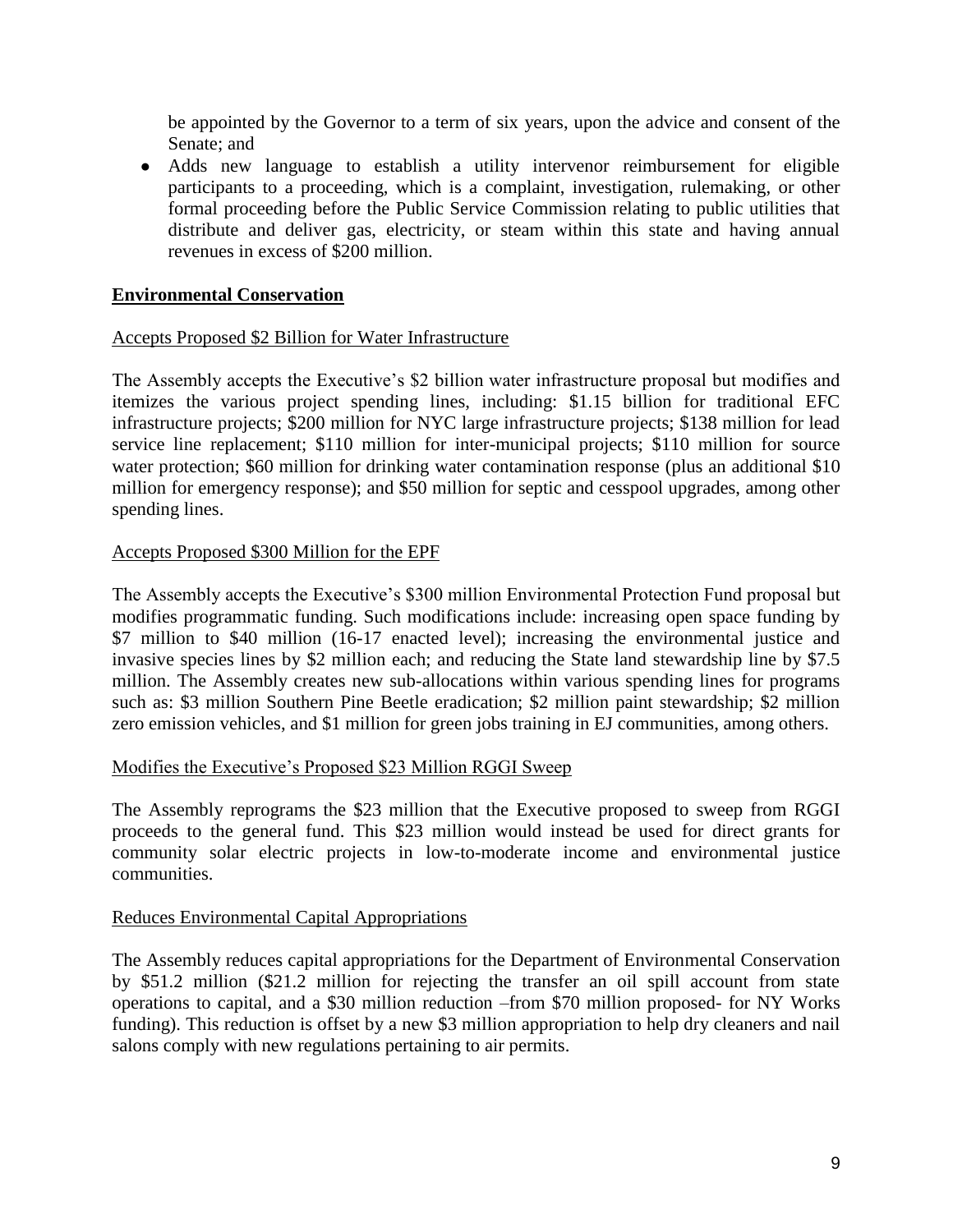be appointed by the Governor to a term of six years, upon the advice and consent of the Senate; and

- Adds new language to establish a utility intervenor reimbursement for eligible participants to a proceeding, which is a complaint, investigation, rulemaking, or other formal proceeding before the Public Service Commission relating to public utilities that distribute and deliver gas, electricity, or steam within this state and having annual revenues in excess of $200 million.

## Environmental Conservation

### Accepts Proposed $2 Billion for Water Infrastructure

The Assembly accepts the Executive's $2 billion water infrastructure proposal but modifies and itemizes the various project spending lines, including: $1.15 billion for traditional EFC infrastructure projects; $200 million for NYC large infrastructure projects; $138 million for lead service line replacement; $110 million for inter-municipal projects; $110 million for source water protection; $60 million for drinking water contamination response (plus an additional $10 million for emergency response); and $50 million for septic and cesspool upgrades, among other spending lines.

### Accepts Proposed $300 Million for the EPF

The Assembly accepts the Executive's $300 million Environmental Protection Fund proposal but modifies programmatic funding. Such modifications include: increasing open space funding by $7 million to $40 million (16-17 enacted level); increasing the environmental justice and invasive species lines by $2 million each; and reducing the State land stewardship line by $7.5 million. The Assembly creates new sub-allocations within various spending lines for programs such as: $3 million Southern Pine Beetle eradication; $2 million paint stewardship; $2 million zero emission vehicles, and $1 million for green jobs training in EJ communities, among others.

### Modifies the Executive's Proposed $23 Million RGGI Sweep

The Assembly reprograms the $23 million that the Executive proposed to sweep from RGGI proceeds to the general fund. This $23 million would instead be used for direct grants for community solar electric projects in low-to-moderate income and environmental justice communities.

### Reduces Environmental Capital Appropriations

The Assembly reduces capital appropriations for the Department of Environmental Conservation by $51.2 million ($21.2 million for rejecting the transfer an oil spill account from state operations to capital, and a $30 million reduction –from $70 million proposed- for NY Works funding). This reduction is offset by a new $3 million appropriation to help dry cleaners and nail salons comply with new regulations pertaining to air permits.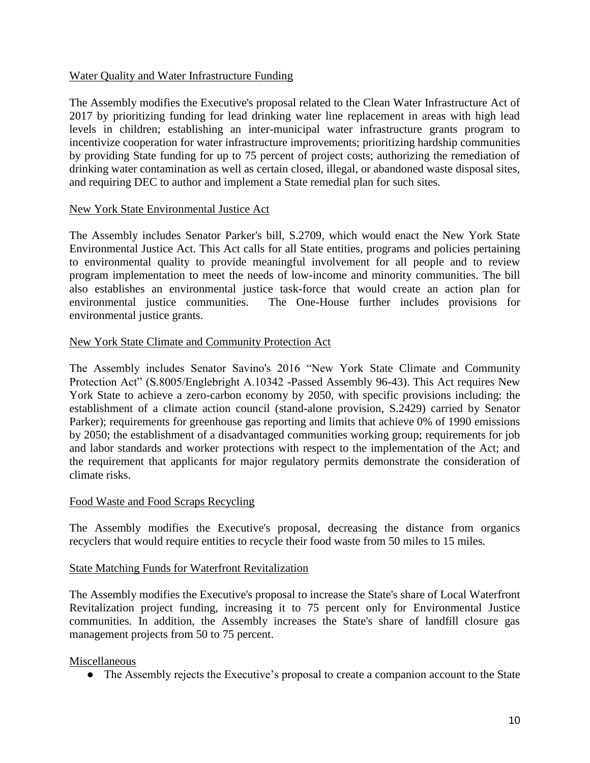## Water Quality and Water Infrastructure Funding

The Assembly modifies the Executive's proposal related to the Clean Water Infrastructure Act of 2017 by prioritizing funding for lead drinking water line replacement in areas with high lead levels in children; establishing an inter-municipal water infrastructure grants program to incentivize cooperation for water infrastructure improvements; prioritizing hardship communities by providing State funding for up to 75 percent of project costs; authorizing the remediation of drinking water contamination as well as certain closed, illegal, or abandoned waste disposal sites, and requiring DEC to author and implement a State remedial plan for such sites.

## New York State Environmental Justice Act

The Assembly includes Senator Parker's bill, S.2709, which would enact the New York State Environmental Justice Act. This Act calls for all State entities, programs and policies pertaining to environmental quality to provide meaningful involvement for all people and to review program implementation to meet the needs of low-income and minority communities. The bill also establishes an environmental justice task-force that would create an action plan for environmental justice communities. The One-House further includes provisions for environmental justice grants.

## New York State Climate and Community Protection Act

The Assembly includes Senator Savino's 2016 "New York State Climate and Community Protection Act" (S.8005/Englebright A.10342 -Passed Assembly 96-43). This Act requires New York State to achieve a zero-carbon economy by 2050, with specific provisions including: the establishment of a climate action council (stand-alone provision, S.2429) carried by Senator Parker); requirements for greenhouse gas reporting and limits that achieve 0% of 1990 emissions by 2050; the establishment of a disadvantaged communities working group; requirements for job and labor standards and worker protections with respect to the implementation of the Act; and the requirement that applicants for major regulatory permits demonstrate the consideration of climate risks.

## Food Waste and Food Scraps Recycling

The Assembly modifies the Executive's proposal, decreasing the distance from organics recyclers that would require entities to recycle their food waste from 50 miles to 15 miles.

## State Matching Funds for Waterfront Revitalization

The Assembly modifies the Executive's proposal to increase the State's share of Local Waterfront Revitalization project funding, increasing it to 75 percent only for Environmental Justice communities. In addition, the Assembly increases the State's share of landfill closure gas management projects from 50 to 75 percent.

## Miscellaneous

- The Assembly rejects the Executive's proposal to create a companion account to the State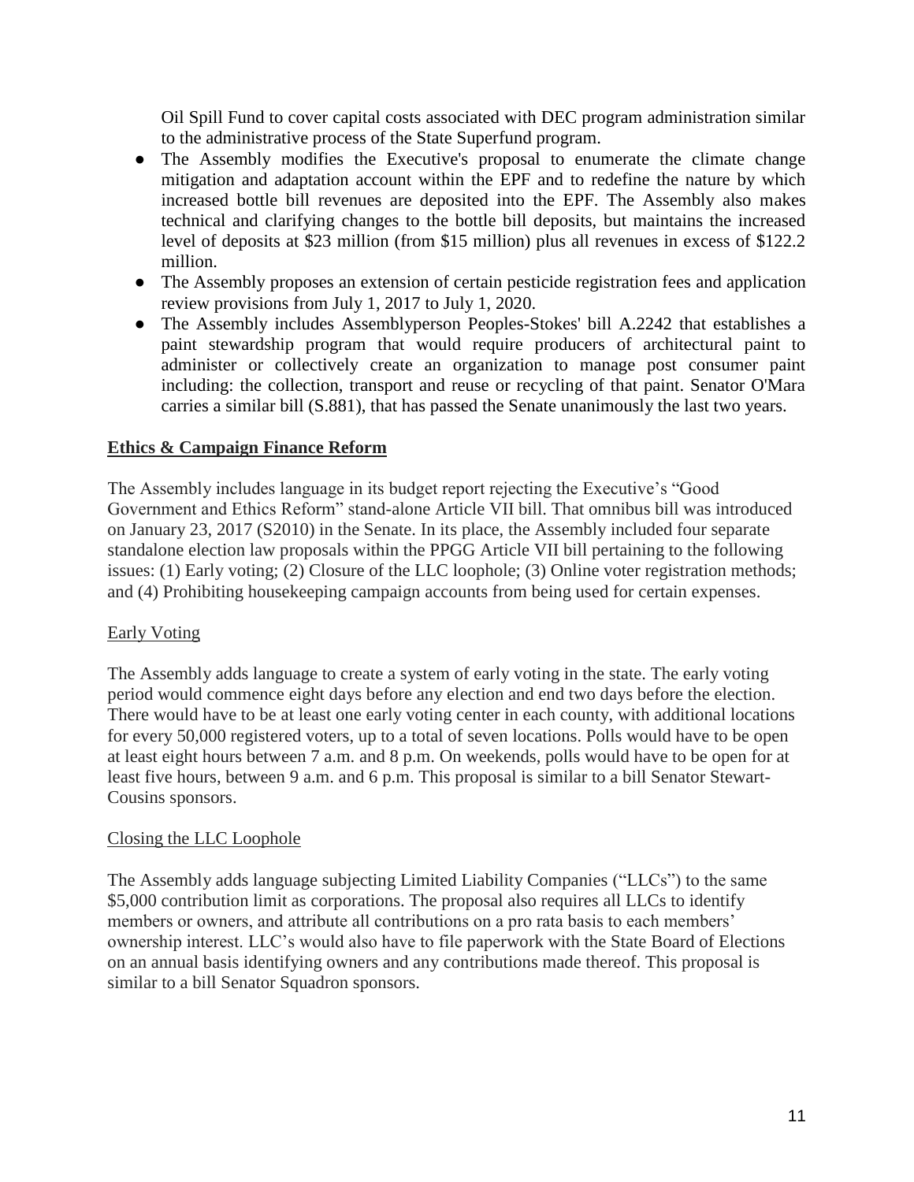Oil Spill Fund to cover capital costs associated with DEC program administration similar to the administrative process of the State Superfund program.

- The Assembly modifies the Executive's proposal to enumerate the climate change mitigation and adaptation account within the EPF and to redefine the nature by which increased bottle bill revenues are deposited into the EPF. The Assembly also makes technical and clarifying changes to the bottle bill deposits, but maintains the increased level of deposits at $23 million (from $15 million) plus all revenues in excess of $122.2 million.
- The Assembly proposes an extension of certain pesticide registration fees and application review provisions from July 1, 2017 to July 1, 2020.
- The Assembly includes Assemblyperson Peoples-Stokes' bill A.2242 that establishes a paint stewardship program that would require producers of architectural paint to administer or collectively create an organization to manage post consumer paint including: the collection, transport and reuse or recycling of that paint. Senator O'Mara carries a similar bill (S.881), that has passed the Senate unanimously the last two years.

## Ethics & Campaign Finance Reform

The Assembly includes language in its budget report rejecting the Executive's "Good Government and Ethics Reform" stand-alone Article VII bill. That omnibus bill was introduced on January 23, 2017 (S2010) in the Senate. In its place, the Assembly included four separate standalone election law proposals within the PPGG Article VII bill pertaining to the following issues: (1) Early voting; (2) Closure of the LLC loophole; (3) Online voter registration methods; and (4) Prohibiting housekeeping campaign accounts from being used for certain expenses.

### Early Voting

The Assembly adds language to create a system of early voting in the state. The early voting period would commence eight days before any election and end two days before the election. There would have to be at least one early voting center in each county, with additional locations for every 50,000 registered voters, up to a total of seven locations. Polls would have to be open at least eight hours between 7 a.m. and 8 p.m. On weekends, polls would have to be open for at least five hours, between 9 a.m. and 6 p.m. This proposal is similar to a bill Senator Stewart-Cousins sponsors.

### Closing the LLC Loophole

The Assembly adds language subjecting Limited Liability Companies ("LLCs") to the same $5,000 contribution limit as corporations. The proposal also requires all LLCs to identify members or owners, and attribute all contributions on a pro rata basis to each members' ownership interest. LLC's would also have to file paperwork with the State Board of Elections on an annual basis identifying owners and any contributions made thereof. This proposal is similar to a bill Senator Squadron sponsors.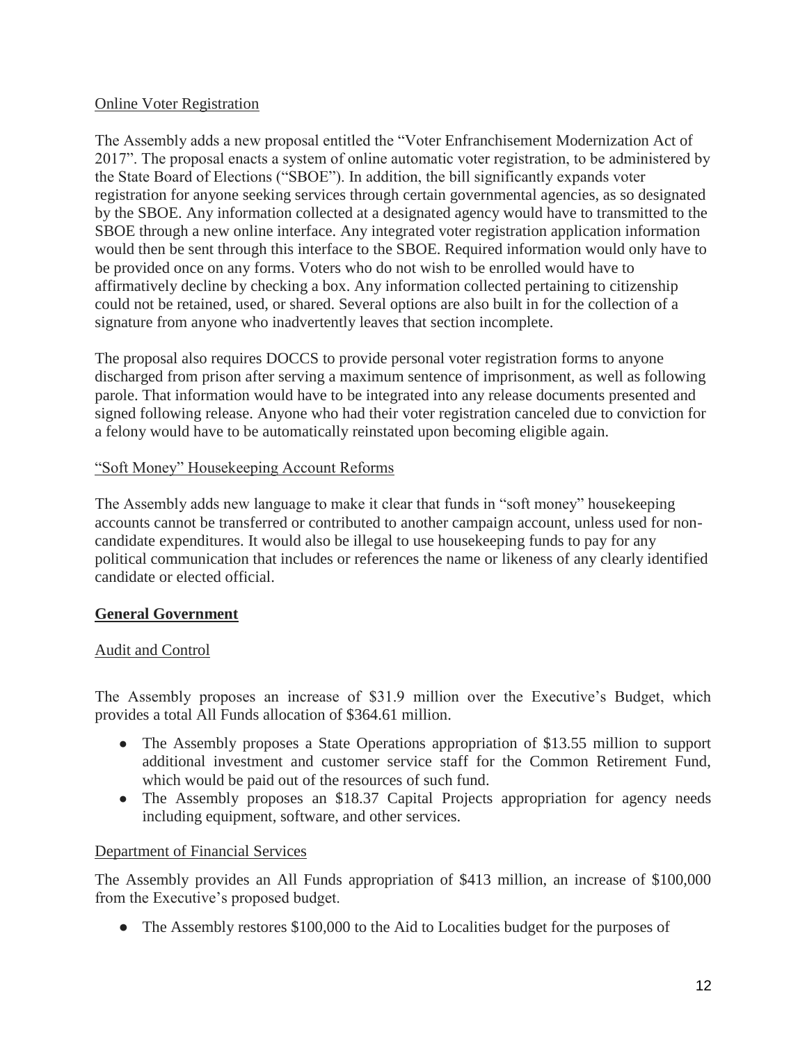Online Voter Registration

The Assembly adds a new proposal entitled the "Voter Enfranchisement Modernization Act of 2017". The proposal enacts a system of online automatic voter registration, to be administered by the State Board of Elections ("SBOE"). In addition, the bill significantly expands voter registration for anyone seeking services through certain governmental agencies, as so designated by the SBOE. Any information collected at a designated agency would have to transmitted to the SBOE through a new online interface. Any integrated voter registration application information would then be sent through this interface to the SBOE. Required information would only have to be provided once on any forms. Voters who do not wish to be enrolled would have to affirmatively decline by checking a box. Any information collected pertaining to citizenship could not be retained, used, or shared. Several options are also built in for the collection of a signature from anyone who inadvertently leaves that section incomplete.

The proposal also requires DOCCS to provide personal voter registration forms to anyone discharged from prison after serving a maximum sentence of imprisonment, as well as following parole. That information would have to be integrated into any release documents presented and signed following release. Anyone who had their voter registration canceled due to conviction for a felony would have to be automatically reinstated upon becoming eligible again.

"Soft Money" Housekeeping Account Reforms

The Assembly adds new language to make it clear that funds in "soft money" housekeeping accounts cannot be transferred or contributed to another campaign account, unless used for non-candidate expenditures. It would also be illegal to use housekeeping funds to pay for any political communication that includes or references the name or likeness of any clearly identified candidate or elected official.

## General Government

Audit and Control

The Assembly proposes an increase of $31.9 million over the Executive's Budget, which provides a total All Funds allocation of $364.61 million.

- The Assembly proposes a State Operations appropriation of $13.55 million to support additional investment and customer service staff for the Common Retirement Fund, which would be paid out of the resources of such fund.
- The Assembly proposes an $18.37 Capital Projects appropriation for agency needs including equipment, software, and other services.

Department of Financial Services

The Assembly provides an All Funds appropriation of $413 million, an increase of $100,000 from the Executive's proposed budget.

- The Assembly restores $100,000 to the Aid to Localities budget for the purposes of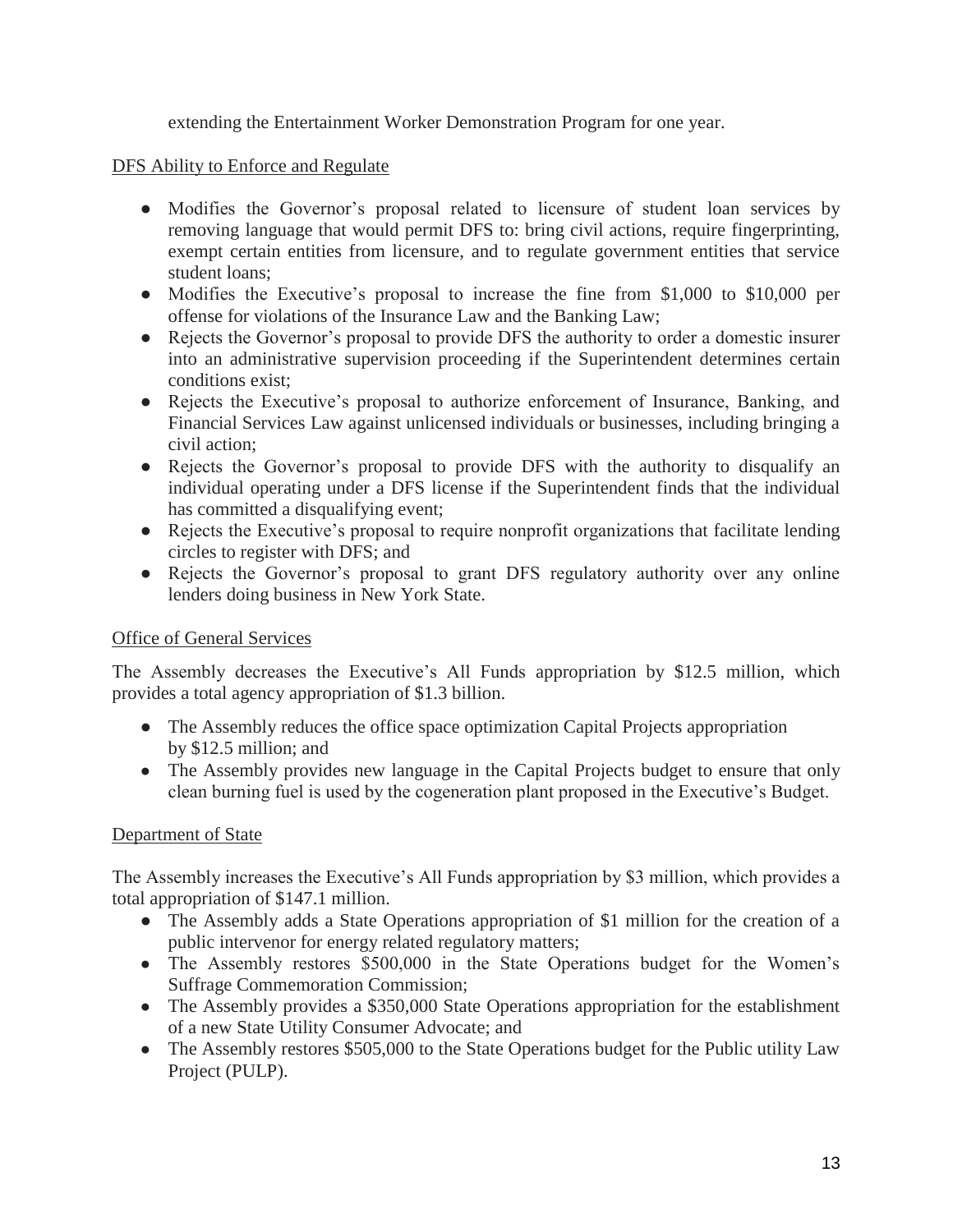extending the Entertainment Worker Demonstration Program for one year.

DFS Ability to Enforce and Regulate

- Modifies the Governor's proposal related to licensure of student loan services by removing language that would permit DFS to: bring civil actions, require fingerprinting, exempt certain entities from licensure, and to regulate government entities that service student loans;
- Modifies the Executive's proposal to increase the fine from $1,000 to $10,000 per offense for violations of the Insurance Law and the Banking Law;
- Rejects the Governor's proposal to provide DFS the authority to order a domestic insurer into an administrative supervision proceeding if the Superintendent determines certain conditions exist;
- Rejects the Executive's proposal to authorize enforcement of Insurance, Banking, and Financial Services Law against unlicensed individuals or businesses, including bringing a civil action;
- Rejects the Governor's proposal to provide DFS with the authority to disqualify an individual operating under a DFS license if the Superintendent finds that the individual has committed a disqualifying event;
- Rejects the Executive's proposal to require nonprofit organizations that facilitate lending circles to register with DFS; and
- Rejects the Governor's proposal to grant DFS regulatory authority over any online lenders doing business in New York State.

Office of General Services

The Assembly decreases the Executive's All Funds appropriation by $12.5 million, which provides a total agency appropriation of $1.3 billion.

- The Assembly reduces the office space optimization Capital Projects appropriation by $12.5 million; and
- The Assembly provides new language in the Capital Projects budget to ensure that only clean burning fuel is used by the cogeneration plant proposed in the Executive's Budget.

Department of State

The Assembly increases the Executive's All Funds appropriation by $3 million, which provides a total appropriation of $147.1 million.

- The Assembly adds a State Operations appropriation of $1 million for the creation of a public intervenor for energy related regulatory matters;
- The Assembly restores $500,000 in the State Operations budget for the Women's Suffrage Commemoration Commission;
- The Assembly provides a $350,000 State Operations appropriation for the establishment of a new State Utility Consumer Advocate; and
- The Assembly restores $505,000 to the State Operations budget for the Public utility Law Project (PULP).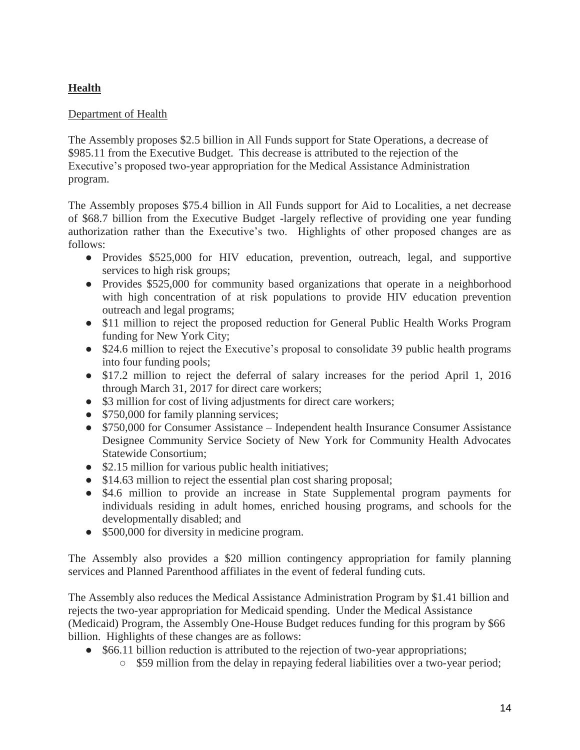## **Health**

Department of Health

The Assembly proposes $2.5 billion in All Funds support for State Operations, a decrease of $985.11 from the Executive Budget. This decrease is attributed to the rejection of the Executive's proposed two-year appropriation for the Medical Assistance Administration program.

The Assembly proposes $75.4 billion in All Funds support for Aid to Localities, a net decrease of $68.7 billion from the Executive Budget -largely reflective of providing one year funding authorization rather than the Executive's two. Highlights of other proposed changes are as follows:

- Provides $525,000 for HIV education, prevention, outreach, legal, and supportive services to high risk groups;
- Provides $525,000 for community based organizations that operate in a neighborhood with high concentration of at risk populations to provide HIV education prevention outreach and legal programs;
- $11 million to reject the proposed reduction for General Public Health Works Program funding for New York City;
- $24.6 million to reject the Executive's proposal to consolidate 39 public health programs into four funding pools;
- $17.2 million to reject the deferral of salary increases for the period April 1, 2016 through March 31, 2017 for direct care workers;
- $3 million for cost of living adjustments for direct care workers;
- $750,000 for family planning services;
- $750,000 for Consumer Assistance – Independent health Insurance Consumer Assistance Designee Community Service Society of New York for Community Health Advocates Statewide Consortium;
- $2.15 million for various public health initiatives;
- $14.63 million to reject the essential plan cost sharing proposal;
- $4.6 million to provide an increase in State Supplemental program payments for individuals residing in adult homes, enriched housing programs, and schools for the developmentally disabled; and
- $500,000 for diversity in medicine program.

The Assembly also provides a $20 million contingency appropriation for family planning services and Planned Parenthood affiliates in the event of federal funding cuts.

The Assembly also reduces the Medical Assistance Administration Program by $1.41 billion and rejects the two-year appropriation for Medicaid spending. Under the Medical Assistance (Medicaid) Program, the Assembly One-House Budget reduces funding for this program by $66 billion. Highlights of these changes are as follows:

- $66.11 billion reduction is attributed to the rejection of two-year appropriations;
  - $59 million from the delay in repaying federal liabilities over a two-year period;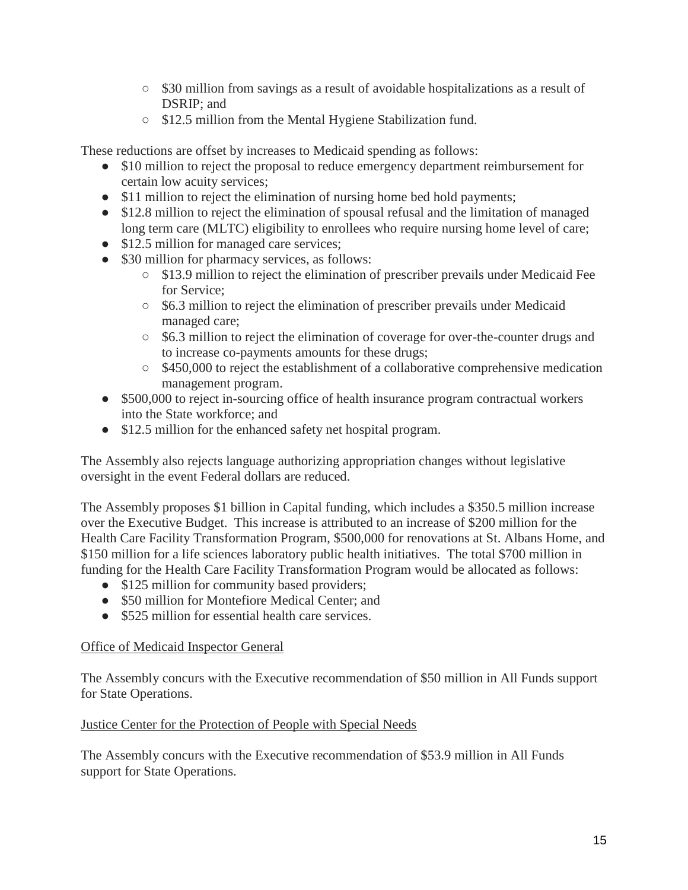- $30 million from savings as a result of avoidable hospitalizations as a result of DSRIP; and
    - $12.5 million from the Mental Hygiene Stabilization fund.

These reductions are offset by increases to Medicaid spending as follows:

- $10 million to reject the proposal to reduce emergency department reimbursement for certain low acuity services;
- $11 million to reject the elimination of nursing home bed hold payments;
- $12.8 million to reject the elimination of spousal refusal and the limitation of managed long term care (MLTC) eligibility to enrollees who require nursing home level of care;
- $12.5 million for managed care services;
- $30 million for pharmacy services, as follows:
    - $13.9 million to reject the elimination of prescriber prevails under Medicaid Fee for Service;
    - $6.3 million to reject the elimination of prescriber prevails under Medicaid managed care;
    - $6.3 million to reject the elimination of coverage for over-the-counter drugs and to increase co-payments amounts for these drugs;
    - $450,000 to reject the establishment of a collaborative comprehensive medication management program.
- $500,000 to reject in-sourcing office of health insurance program contractual workers into the State workforce; and
- $12.5 million for the enhanced safety net hospital program.

The Assembly also rejects language authorizing appropriation changes without legislative oversight in the event Federal dollars are reduced.

The Assembly proposes $1 billion in Capital funding, which includes a $350.5 million increase over the Executive Budget. This increase is attributed to an increase of $200 million for the Health Care Facility Transformation Program, $500,000 for renovations at St. Albans Home, and $150 million for a life sciences laboratory public health initiatives. The total $700 million in funding for the Health Care Facility Transformation Program would be allocated as follows:

- $125 million for community based providers;
- $50 million for Montefiore Medical Center; and
- $525 million for essential health care services.

<u>Office of Medicaid Inspector General</u>

The Assembly concurs with the Executive recommendation of $50 million in All Funds support for State Operations.

<u>Justice Center for the Protection of People with Special Needs</u>

The Assembly concurs with the Executive recommendation of $53.9 million in All Funds support for State Operations.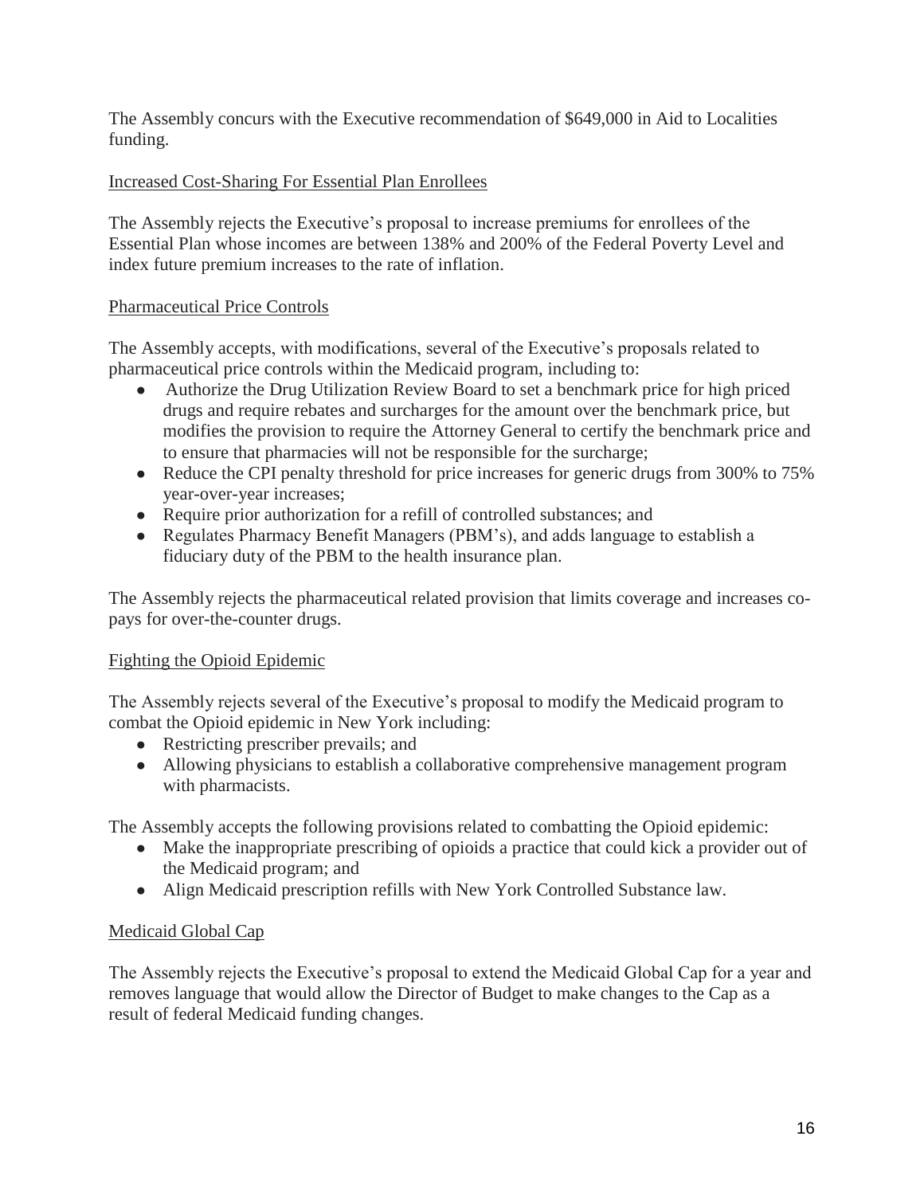The Assembly concurs with the Executive recommendation of $649,000 in Aid to Localities funding.

<u>Increased Cost-Sharing For Essential Plan Enrollees</u>

The Assembly rejects the Executive's proposal to increase premiums for enrollees of the Essential Plan whose incomes are between 138% and 200% of the Federal Poverty Level and index future premium increases to the rate of inflation.

<u>Pharmaceutical Price Controls</u>

The Assembly accepts, with modifications, several of the Executive's proposals related to pharmaceutical price controls within the Medicaid program, including to:

- Authorize the Drug Utilization Review Board to set a benchmark price for high priced drugs and require rebates and surcharges for the amount over the benchmark price, but modifies the provision to require the Attorney General to certify the benchmark price and to ensure that pharmacies will not be responsible for the surcharge;
- Reduce the CPI penalty threshold for price increases for generic drugs from 300% to 75% year-over-year increases;
- Require prior authorization for a refill of controlled substances; and
- Regulates Pharmacy Benefit Managers (PBM's), and adds language to establish a fiduciary duty of the PBM to the health insurance plan.

The Assembly rejects the pharmaceutical related provision that limits coverage and increases co-pays for over-the-counter drugs.

<u>Fighting the Opioid Epidemic</u>

The Assembly rejects several of the Executive's proposal to modify the Medicaid program to combat the Opioid epidemic in New York including:

- Restricting prescriber prevails; and
- Allowing physicians to establish a collaborative comprehensive management program with pharmacists.

The Assembly accepts the following provisions related to combatting the Opioid epidemic:

- Make the inappropriate prescribing of opioids a practice that could kick a provider out of the Medicaid program; and
- Align Medicaid prescription refills with New York Controlled Substance law.

<u>Medicaid Global Cap</u>

The Assembly rejects the Executive's proposal to extend the Medicaid Global Cap for a year and removes language that would allow the Director of Budget to make changes to the Cap as a result of federal Medicaid funding changes.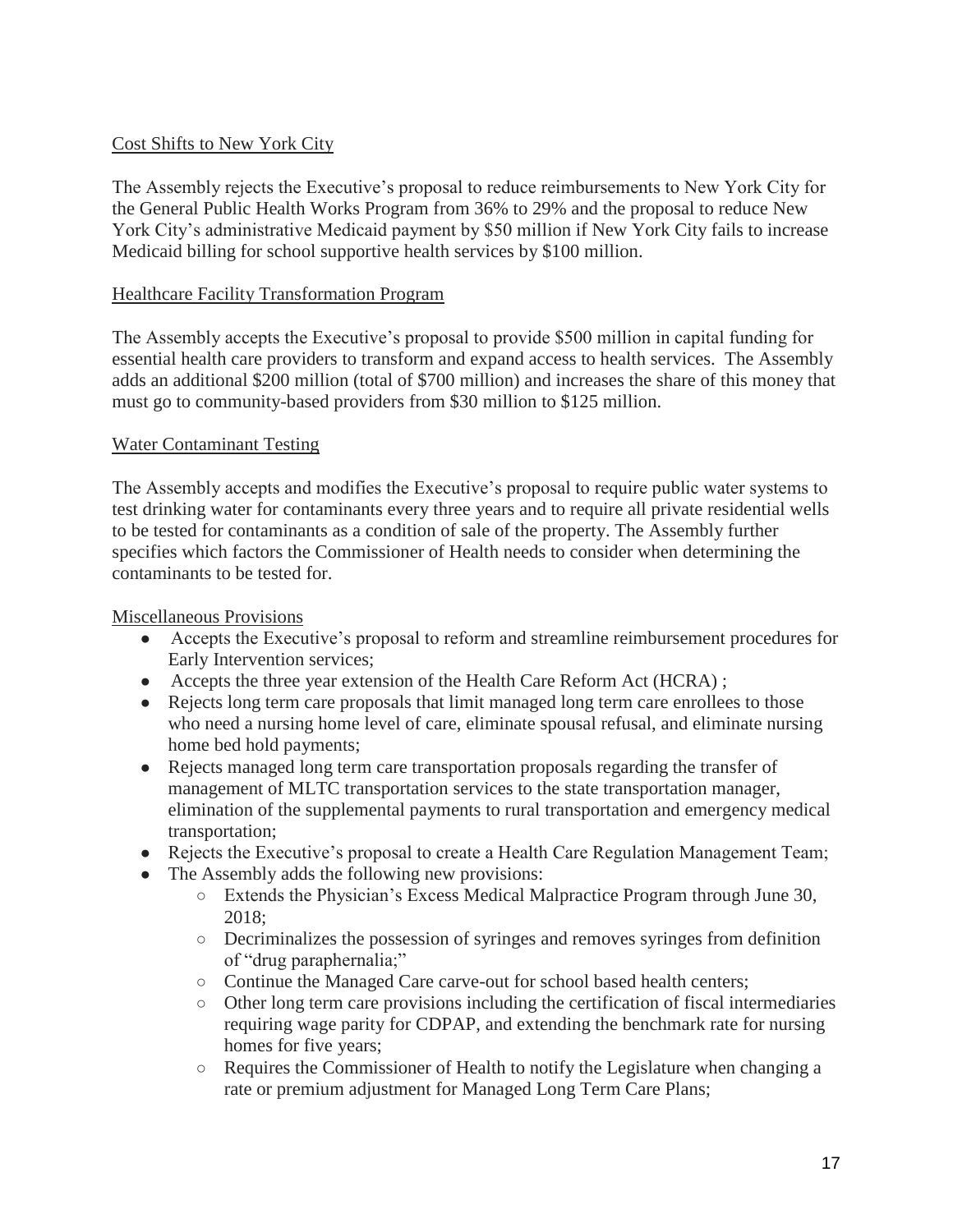<u>Cost Shifts to New York City</u>

The Assembly rejects the Executive's proposal to reduce reimbursements to New York City for the General Public Health Works Program from 36% to 29% and the proposal to reduce New York City's administrative Medicaid payment by $50 million if New York City fails to increase Medicaid billing for school supportive health services by $100 million.

<u>Healthcare Facility Transformation Program</u>

The Assembly accepts the Executive's proposal to provide $500 million in capital funding for essential health care providers to transform and expand access to health services. The Assembly adds an additional $200 million (total of $700 million) and increases the share of this money that must go to community-based providers from $30 million to $125 million.

<u>Water Contaminant Testing</u>

The Assembly accepts and modifies the Executive's proposal to require public water systems to test drinking water for contaminants every three years and to require all private residential wells to be tested for contaminants as a condition of sale of the property. The Assembly further specifies which factors the Commissioner of Health needs to consider when determining the contaminants to be tested for.

<u>Miscellaneous Provisions</u>

- Accepts the Executive's proposal to reform and streamline reimbursement procedures for Early Intervention services;
- Accepts the three year extension of the Health Care Reform Act (HCRA) ;
- Rejects long term care proposals that limit managed long term care enrollees to those who need a nursing home level of care, eliminate spousal refusal, and eliminate nursing home bed hold payments;
- Rejects managed long term care transportation proposals regarding the transfer of management of MLTC transportation services to the state transportation manager, elimination of the supplemental payments to rural transportation and emergency medical transportation;
- Rejects the Executive's proposal to create a Health Care Regulation Management Team;
- The Assembly adds the following new provisions:
  - Extends the Physician's Excess Medical Malpractice Program through June 30, 2018;
  - Decriminalizes the possession of syringes and removes syringes from definition of "drug paraphernalia;"
  - Continue the Managed Care carve-out for school based health centers;
  - Other long term care provisions including the certification of fiscal intermediaries requiring wage parity for CDPAP, and extending the benchmark rate for nursing homes for five years;
  - Requires the Commissioner of Health to notify the Legislature when changing a rate or premium adjustment for Managed Long Term Care Plans;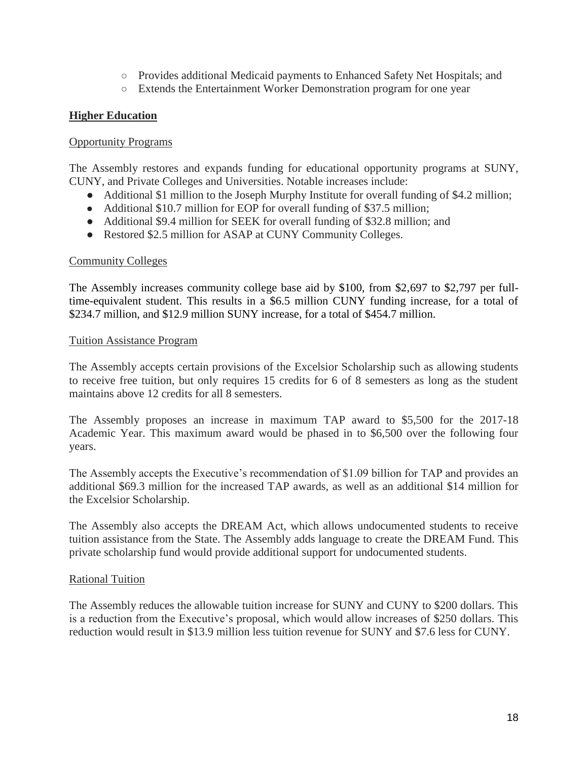- Provides additional Medicaid payments to Enhanced Safety Net Hospitals; and
- Extends the Entertainment Worker Demonstration program for one year

## Higher Education

### Opportunity Programs

The Assembly restores and expands funding for educational opportunity programs at SUNY, CUNY, and Private Colleges and Universities. Notable increases include:

- Additional $1 million to the Joseph Murphy Institute for overall funding of $4.2 million;
- Additional $10.7 million for EOP for overall funding of $37.5 million;
- Additional $9.4 million for SEEK for overall funding of $32.8 million; and
- Restored $2.5 million for ASAP at CUNY Community Colleges.

### Community Colleges

The Assembly increases community college base aid by $100, from $2,697 to $2,797 per full-time-equivalent student. This results in a $6.5 million CUNY funding increase, for a total of $234.7 million, and $12.9 million SUNY increase, for a total of $454.7 million.

### Tuition Assistance Program

The Assembly accepts certain provisions of the Excelsior Scholarship such as allowing students to receive free tuition, but only requires 15 credits for 6 of 8 semesters as long as the student maintains above 12 credits for all 8 semesters.

The Assembly proposes an increase in maximum TAP award to $5,500 for the 2017-18 Academic Year. This maximum award would be phased in to $6,500 over the following four years.

The Assembly accepts the Executive's recommendation of $1.09 billion for TAP and provides an additional $69.3 million for the increased TAP awards, as well as an additional $14 million for the Excelsior Scholarship.

The Assembly also accepts the DREAM Act, which allows undocumented students to receive tuition assistance from the State. The Assembly adds language to create the DREAM Fund. This private scholarship fund would provide additional support for undocumented students.

### Rational Tuition

The Assembly reduces the allowable tuition increase for SUNY and CUNY to $200 dollars. This is a reduction from the Executive's proposal, which would allow increases of $250 dollars. This reduction would result in $13.9 million less tuition revenue for SUNY and $7.6 less for CUNY.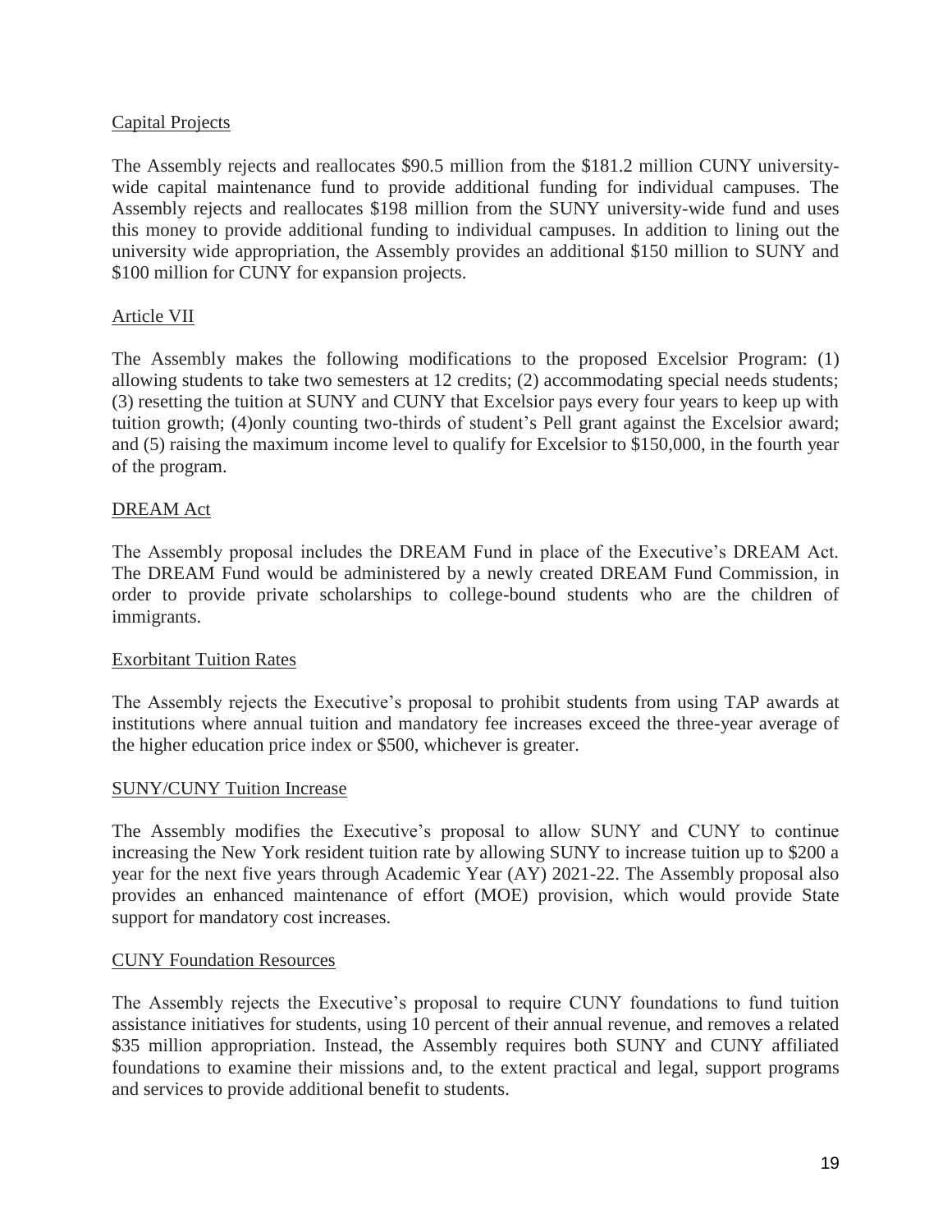Capital Projects

The Assembly rejects and reallocates $90.5 million from the $181.2 million CUNY university-wide capital maintenance fund to provide additional funding for individual campuses. The Assembly rejects and reallocates $198 million from the SUNY university-wide fund and uses this money to provide additional funding to individual campuses. In addition to lining out the university wide appropriation, the Assembly provides an additional $150 million to SUNY and $100 million for CUNY for expansion projects.

Article VII

The Assembly makes the following modifications to the proposed Excelsior Program: (1) allowing students to take two semesters at 12 credits; (2) accommodating special needs students; (3) resetting the tuition at SUNY and CUNY that Excelsior pays every four years to keep up with tuition growth; (4)only counting two-thirds of student's Pell grant against the Excelsior award; and (5) raising the maximum income level to qualify for Excelsior to $150,000, in the fourth year of the program.

DREAM Act

The Assembly proposal includes the DREAM Fund in place of the Executive's DREAM Act. The DREAM Fund would be administered by a newly created DREAM Fund Commission, in order to provide private scholarships to college-bound students who are the children of immigrants.

Exorbitant Tuition Rates

The Assembly rejects the Executive's proposal to prohibit students from using TAP awards at institutions where annual tuition and mandatory fee increases exceed the three-year average of the higher education price index or $500, whichever is greater.

SUNY/CUNY Tuition Increase

The Assembly modifies the Executive's proposal to allow SUNY and CUNY to continue increasing the New York resident tuition rate by allowing SUNY to increase tuition up to $200 a year for the next five years through Academic Year (AY) 2021-22. The Assembly proposal also provides an enhanced maintenance of effort (MOE) provision, which would provide State support for mandatory cost increases.

CUNY Foundation Resources

The Assembly rejects the Executive's proposal to require CUNY foundations to fund tuition assistance initiatives for students, using 10 percent of their annual revenue, and removes a related $35 million appropriation. Instead, the Assembly requires both SUNY and CUNY affiliated foundations to examine their missions and, to the extent practical and legal, support programs and services to provide additional benefit to students.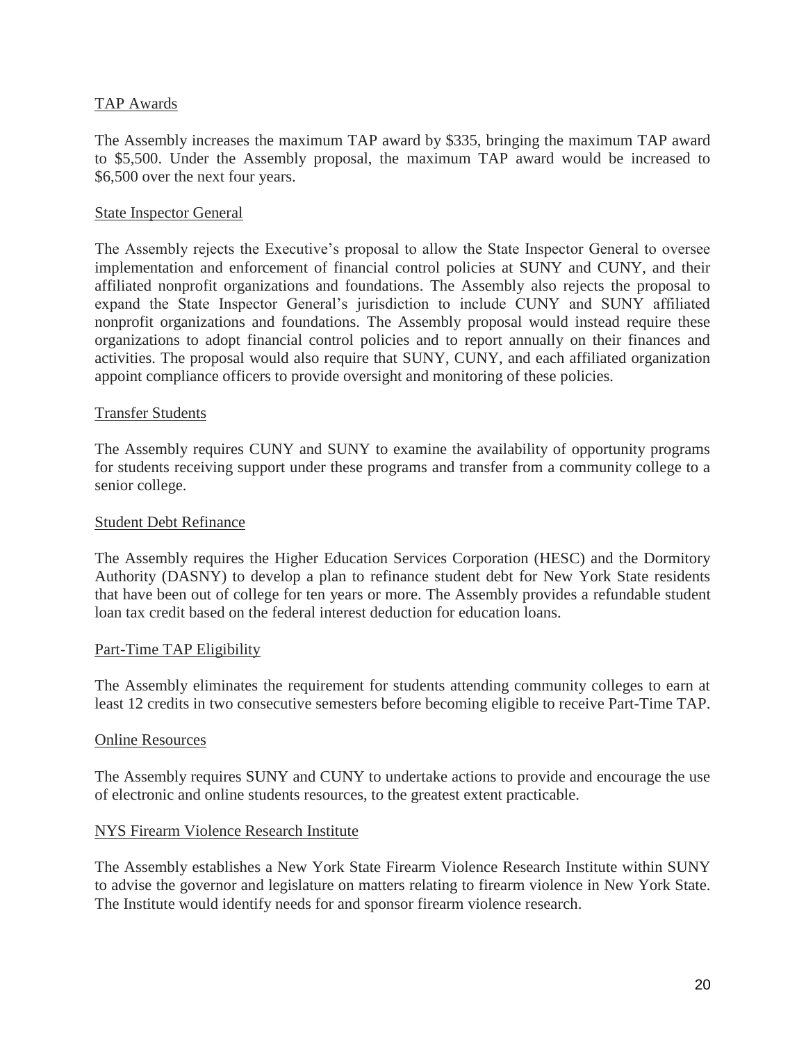<u>TAP Awards</u>

The Assembly increases the maximum TAP award by $335, bringing the maximum TAP award to $5,500. Under the Assembly proposal, the maximum TAP award would be increased to $6,500 over the next four years.

<u>State Inspector General</u>

The Assembly rejects the Executive's proposal to allow the State Inspector General to oversee implementation and enforcement of financial control policies at SUNY and CUNY, and their affiliated nonprofit organizations and foundations. The Assembly also rejects the proposal to expand the State Inspector General's jurisdiction to include CUNY and SUNY affiliated nonprofit organizations and foundations. The Assembly proposal would instead require these organizations to adopt financial control policies and to report annually on their finances and activities. The proposal would also require that SUNY, CUNY, and each affiliated organization appoint compliance officers to provide oversight and monitoring of these policies.

<u>Transfer Students</u>

The Assembly requires CUNY and SUNY to examine the availability of opportunity programs for students receiving support under these programs and transfer from a community college to a senior college.

<u>Student Debt Refinance</u>

The Assembly requires the Higher Education Services Corporation (HESC) and the Dormitory Authority (DASNY) to develop a plan to refinance student debt for New York State residents that have been out of college for ten years or more. The Assembly provides a refundable student loan tax credit based on the federal interest deduction for education loans.

<u>Part-Time TAP Eligibility</u>

The Assembly eliminates the requirement for students attending community colleges to earn at least 12 credits in two consecutive semesters before becoming eligible to receive Part-Time TAP.

<u>Online Resources</u>

The Assembly requires SUNY and CUNY to undertake actions to provide and encourage the use of electronic and online students resources, to the greatest extent practicable.

<u>NYS Firearm Violence Research Institute</u>

The Assembly establishes a New York State Firearm Violence Research Institute within SUNY to advise the governor and legislature on matters relating to firearm violence in New York State. The Institute would identify needs for and sponsor firearm violence research.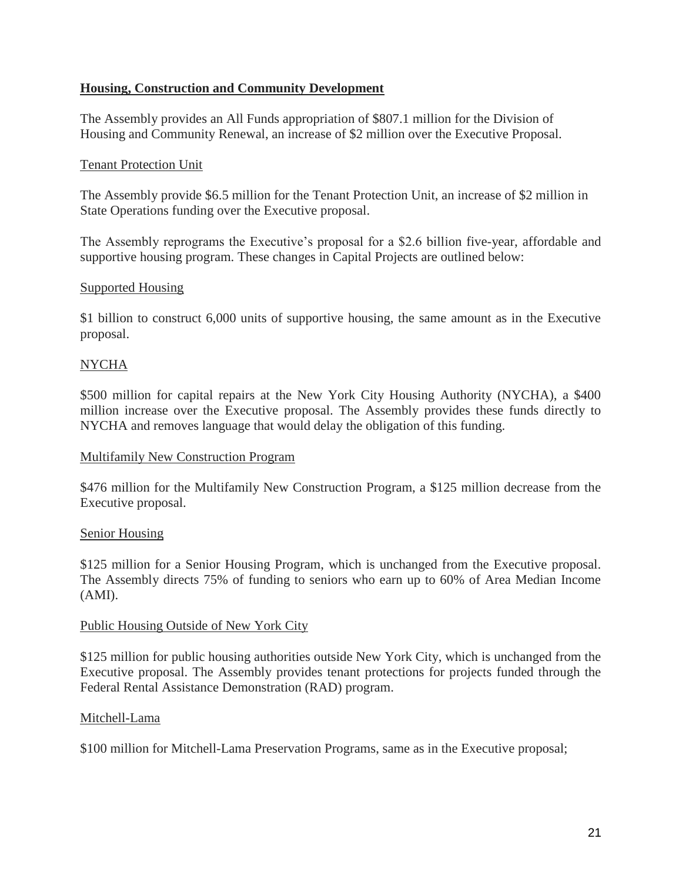## **Housing, Construction and Community Development**

The Assembly provides an All Funds appropriation of $807.1 million for the Division of Housing and Community Renewal, an increase of $2 million over the Executive Proposal.

### Tenant Protection Unit

The Assembly provide $6.5 million for the Tenant Protection Unit, an increase of $2 million in State Operations funding over the Executive proposal.

The Assembly reprograms the Executive's proposal for a $2.6 billion five-year, affordable and supportive housing program. These changes in Capital Projects are outlined below:

### Supported Housing

$1 billion to construct 6,000 units of supportive housing, the same amount as in the Executive proposal.

### NYCHA

$500 million for capital repairs at the New York City Housing Authority (NYCHA), a $400 million increase over the Executive proposal. The Assembly provides these funds directly to NYCHA and removes language that would delay the obligation of this funding.

### Multifamily New Construction Program

$476 million for the Multifamily New Construction Program, a $125 million decrease from the Executive proposal.

### Senior Housing

$125 million for a Senior Housing Program, which is unchanged from the Executive proposal. The Assembly directs 75% of funding to seniors who earn up to 60% of Area Median Income (AMI).

### Public Housing Outside of New York City

$125 million for public housing authorities outside New York City, which is unchanged from the Executive proposal. The Assembly provides tenant protections for projects funded through the Federal Rental Assistance Demonstration (RAD) program.

### Mitchell-Lama

$100 million for Mitchell-Lama Preservation Programs, same as in the Executive proposal;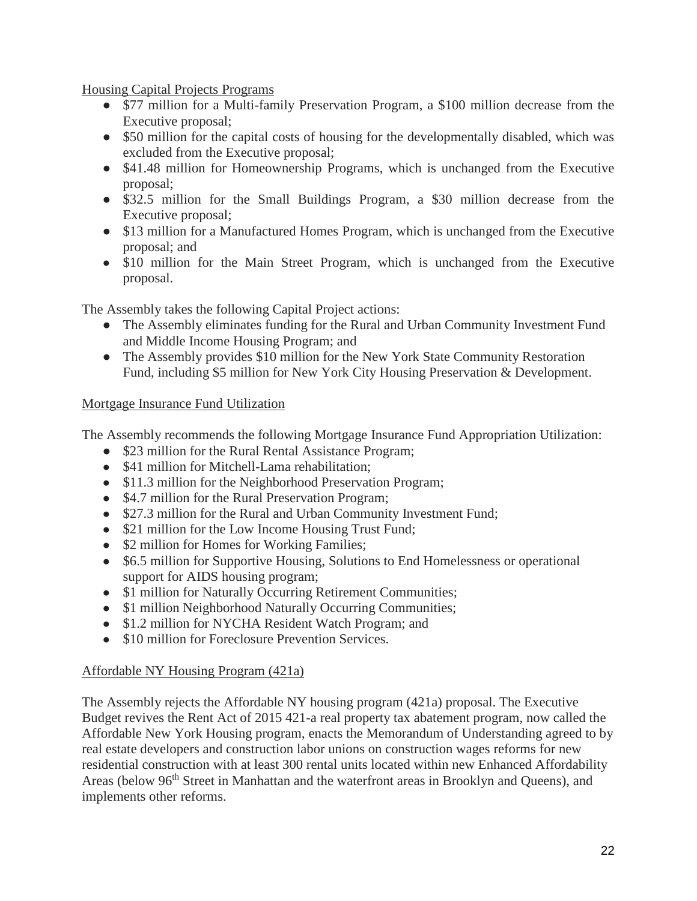Housing Capital Projects Programs

- $77 million for a Multi-family Preservation Program, a $100 million decrease from the Executive proposal;
- $50 million for the capital costs of housing for the developmentally disabled, which was excluded from the Executive proposal;
- $41.48 million for Homeownership Programs, which is unchanged from the Executive proposal;
- $32.5 million for the Small Buildings Program, a $30 million decrease from the Executive proposal;
- $13 million for a Manufactured Homes Program, which is unchanged from the Executive proposal; and
- $10 million for the Main Street Program, which is unchanged from the Executive proposal.

The Assembly takes the following Capital Project actions:

- The Assembly eliminates funding for the Rural and Urban Community Investment Fund and Middle Income Housing Program; and
- The Assembly provides $10 million for the New York State Community Restoration Fund, including $5 million for New York City Housing Preservation & Development.

Mortgage Insurance Fund Utilization

The Assembly recommends the following Mortgage Insurance Fund Appropriation Utilization:

- $23 million for the Rural Rental Assistance Program;
- $41 million for Mitchell-Lama rehabilitation;
- $11.3 million for the Neighborhood Preservation Program;
- $4.7 million for the Rural Preservation Program;
- $27.3 million for the Rural and Urban Community Investment Fund;
- $21 million for the Low Income Housing Trust Fund;
- $2 million for Homes for Working Families;
- $6.5 million for Supportive Housing, Solutions to End Homelessness or operational support for AIDS housing program;
- $1 million for Naturally Occurring Retirement Communities;
- $1 million Neighborhood Naturally Occurring Communities;
- $1.2 million for NYCHA Resident Watch Program; and
- $10 million for Foreclosure Prevention Services.

Affordable NY Housing Program (421a)

The Assembly rejects the Affordable NY housing program (421a) proposal. The Executive Budget revives the Rent Act of 2015 421-a real property tax abatement program, now called the Affordable New York Housing program, enacts the Memorandum of Understanding agreed to by real estate developers and construction labor unions on construction wages reforms for new residential construction with at least 300 rental units located within new Enhanced Affordability Areas (below 96th Street in Manhattan and the waterfront areas in Brooklyn and Queens), and implements other reforms.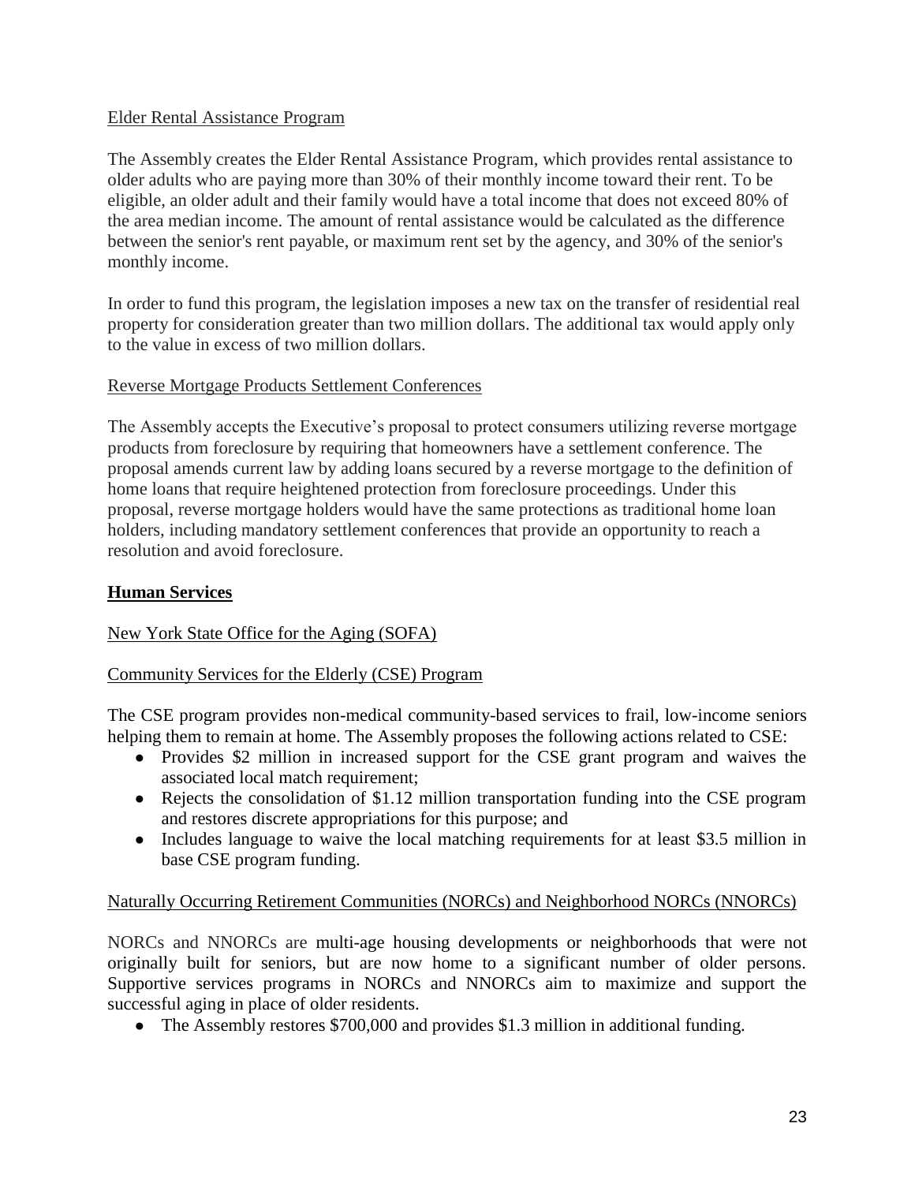Elder Rental Assistance Program

The Assembly creates the Elder Rental Assistance Program, which provides rental assistance to older adults who are paying more than 30% of their monthly income toward their rent. To be eligible, an older adult and their family would have a total income that does not exceed 80% of the area median income. The amount of rental assistance would be calculated as the difference between the senior's rent payable, or maximum rent set by the agency, and 30% of the senior's monthly income.

In order to fund this program, the legislation imposes a new tax on the transfer of residential real property for consideration greater than two million dollars. The additional tax would apply only to the value in excess of two million dollars.

Reverse Mortgage Products Settlement Conferences

The Assembly accepts the Executive's proposal to protect consumers utilizing reverse mortgage products from foreclosure by requiring that homeowners have a settlement conference. The proposal amends current law by adding loans secured by a reverse mortgage to the definition of home loans that require heightened protection from foreclosure proceedings. Under this proposal, reverse mortgage holders would have the same protections as traditional home loan holders, including mandatory settlement conferences that provide an opportunity to reach a resolution and avoid foreclosure.

## Human Services

New York State Office for the Aging (SOFA)

Community Services for the Elderly (CSE) Program

The CSE program provides non-medical community-based services to frail, low-income seniors helping them to remain at home. The Assembly proposes the following actions related to CSE:

- Provides $2 million in increased support for the CSE grant program and waives the associated local match requirement;
- Rejects the consolidation of $1.12 million transportation funding into the CSE program and restores discrete appropriations for this purpose; and
- Includes language to waive the local matching requirements for at least $3.5 million in base CSE program funding.

Naturally Occurring Retirement Communities (NORCs) and Neighborhood NORCs (NNORCs)

NORCs and NNORCs are multi-age housing developments or neighborhoods that were not originally built for seniors, but are now home to a significant number of older persons. Supportive services programs in NORCs and NNORCs aim to maximize and support the successful aging in place of older residents.

- The Assembly restores $700,000 and provides $1.3 million in additional funding.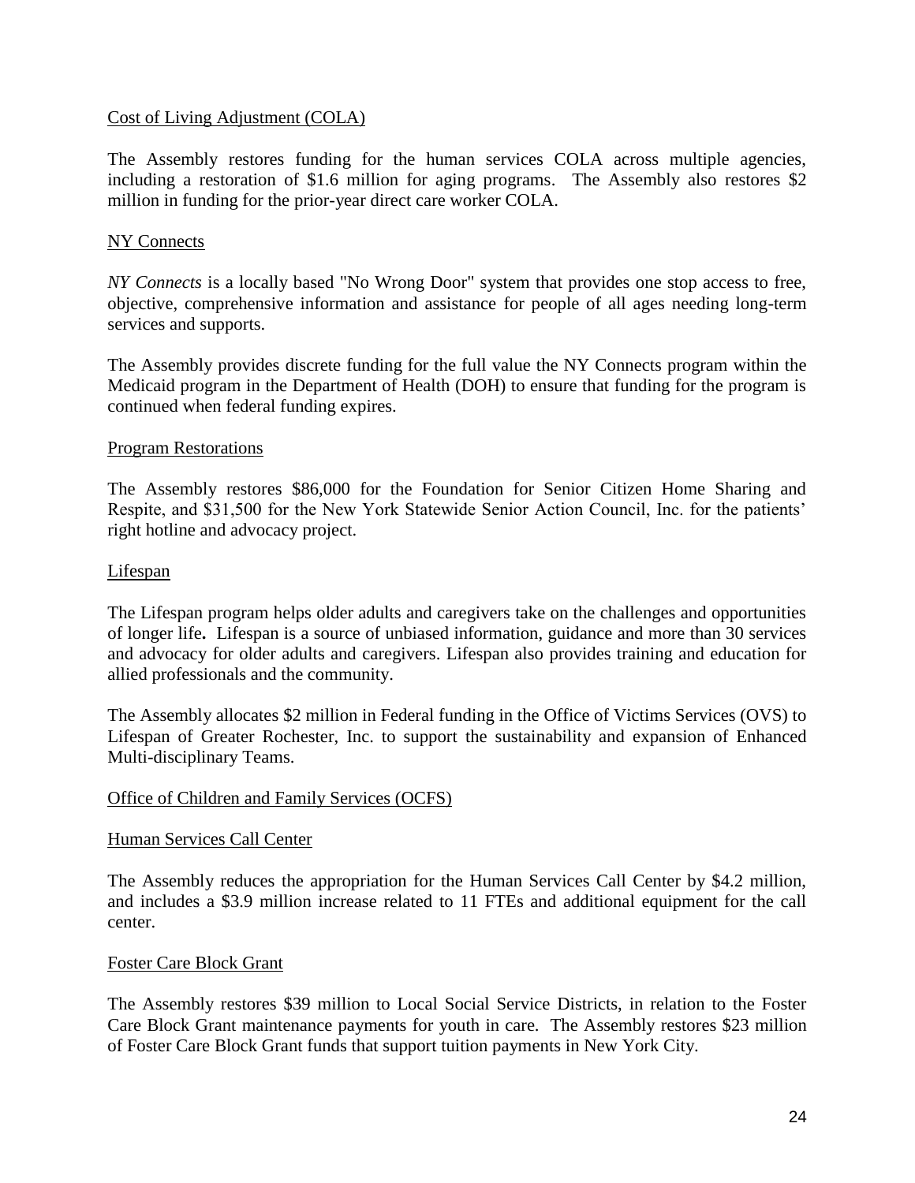Cost of Living Adjustment (COLA)

The Assembly restores funding for the human services COLA across multiple agencies, including a restoration of $1.6 million for aging programs. The Assembly also restores $2 million in funding for the prior-year direct care worker COLA.

NY Connects

*NY Connects* is a locally based "No Wrong Door" system that provides one stop access to free, objective, comprehensive information and assistance for people of all ages needing long-term services and supports.

The Assembly provides discrete funding for the full value the NY Connects program within the Medicaid program in the Department of Health (DOH) to ensure that funding for the program is continued when federal funding expires.

Program Restorations

The Assembly restores $86,000 for the Foundation for Senior Citizen Home Sharing and Respite, and $31,500 for the New York Statewide Senior Action Council, Inc. for the patients' right hotline and advocacy project.

Lifespan

The Lifespan program helps older adults and caregivers take on the challenges and opportunities of longer life**.** Lifespan is a source of unbiased information, guidance and more than 30 services and advocacy for older adults and caregivers. Lifespan also provides training and education for allied professionals and the community.

The Assembly allocates $2 million in Federal funding in the Office of Victims Services (OVS) to Lifespan of Greater Rochester, Inc. to support the sustainability and expansion of Enhanced Multi-disciplinary Teams.

Office of Children and Family Services (OCFS)

Human Services Call Center

The Assembly reduces the appropriation for the Human Services Call Center by $4.2 million, and includes a $3.9 million increase related to 11 FTEs and additional equipment for the call center.

Foster Care Block Grant

The Assembly restores $39 million to Local Social Service Districts, in relation to the Foster Care Block Grant maintenance payments for youth in care. The Assembly restores $23 million of Foster Care Block Grant funds that support tuition payments in New York City.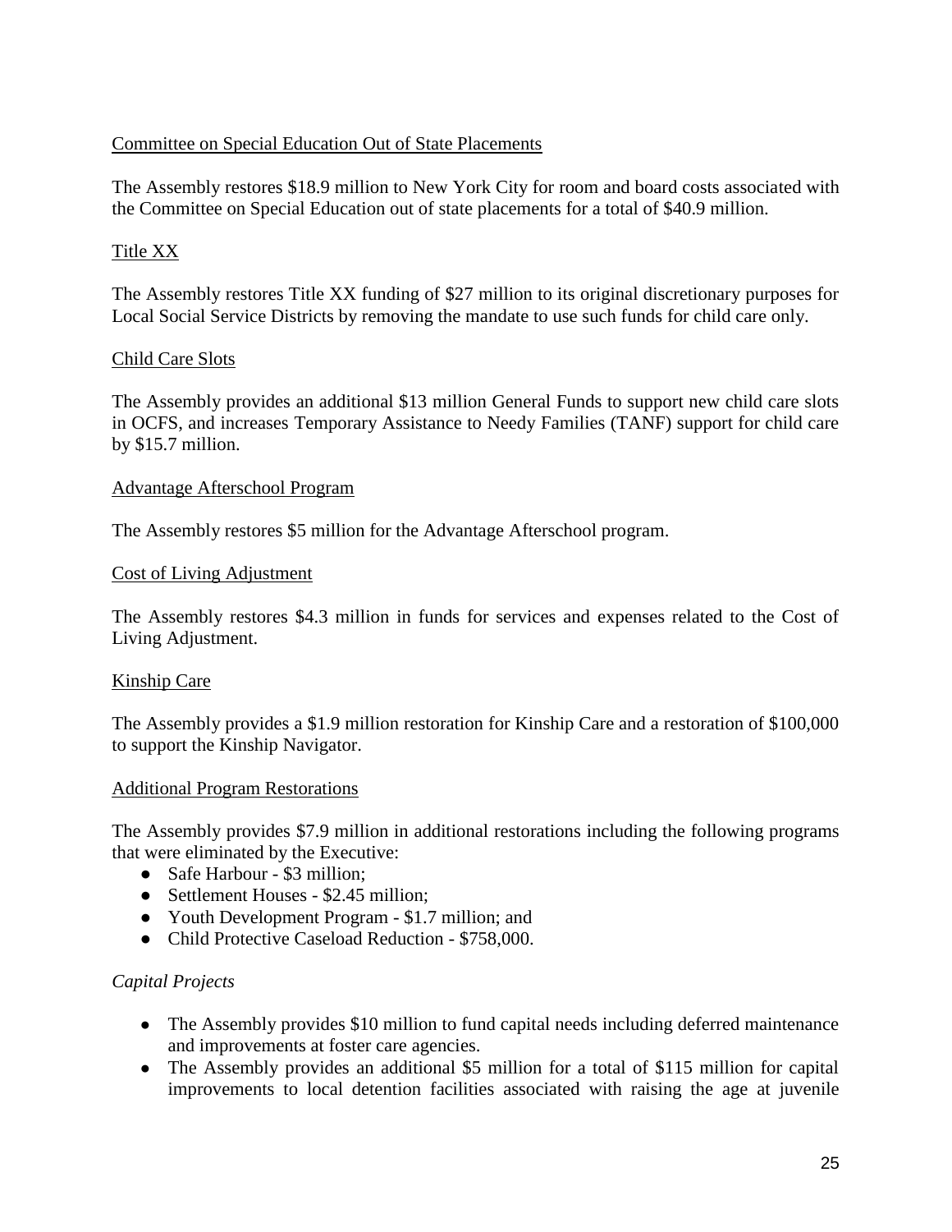Committee on Special Education Out of State Placements

The Assembly restores $18.9 million to New York City for room and board costs associated with the Committee on Special Education out of state placements for a total of $40.9 million.

Title XX

The Assembly restores Title XX funding of $27 million to its original discretionary purposes for Local Social Service Districts by removing the mandate to use such funds for child care only.

Child Care Slots

The Assembly provides an additional $13 million General Funds to support new child care slots in OCFS, and increases Temporary Assistance to Needy Families (TANF) support for child care by $15.7 million.

Advantage Afterschool Program

The Assembly restores $5 million for the Advantage Afterschool program.

Cost of Living Adjustment

The Assembly restores $4.3 million in funds for services and expenses related to the Cost of Living Adjustment.

Kinship Care

The Assembly provides a $1.9 million restoration for Kinship Care and a restoration of $100,000 to support the Kinship Navigator.

Additional Program Restorations

The Assembly provides $7.9 million in additional restorations including the following programs that were eliminated by the Executive:

- Safe Harbour - $3 million;
- Settlement Houses - $2.45 million;
- Youth Development Program - $1.7 million; and
- Child Protective Caseload Reduction - $758,000.

*Capital Projects*

- The Assembly provides $10 million to fund capital needs including deferred maintenance and improvements at foster care agencies.
- The Assembly provides an additional $5 million for a total of $115 million for capital improvements to local detention facilities associated with raising the age at juvenile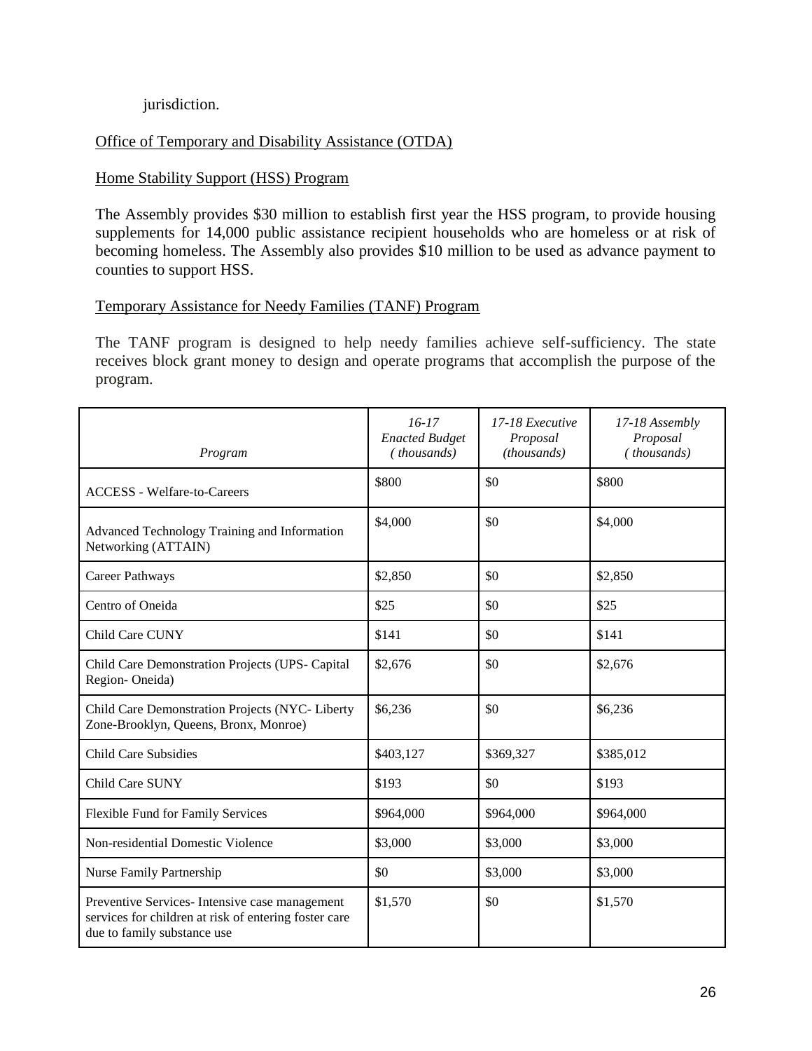jurisdiction.

Office of Temporary and Disability Assistance (OTDA)

Home Stability Support (HSS) Program

The Assembly provides $30 million to establish first year the HSS program, to provide housing supplements for 14,000 public assistance recipient households who are homeless or at risk of becoming homeless. The Assembly also provides $10 million to be used as advance payment to counties to support HSS.

Temporary Assistance for Needy Families (TANF) Program

The TANF program is designed to help needy families achieve self-sufficiency. The state receives block grant money to design and operate programs that accomplish the purpose of the program.

| *Program* | *16-17 Enacted Budget (thousands)* | *17-18 Executive Proposal (thousands)* | *17-18 Assembly Proposal (thousands)* |
|---|---|---|---|
| ACCESS - Welfare-to-Careers | $800 | $0 | $800 |
| Advanced Technology Training and Information Networking (ATTAIN) | $4,000 | $0 | $4,000 |
| Career Pathways | $2,850 | $0 | $2,850 |
| Centro of Oneida | $25 | $0 | $25 |
| Child Care CUNY | $141 | $0 | $141 |
| Child Care Demonstration Projects (UPS- Capital Region- Oneida) | $2,676 | $0 | $2,676 |
| Child Care Demonstration Projects (NYC- Liberty Zone-Brooklyn, Queens, Bronx, Monroe) | $6,236 | $0 | $6,236 |
| Child Care Subsidies | $403,127 | $369,327 | $385,012 |
| Child Care SUNY | $193 | $0 | $193 |
| Flexible Fund for Family Services | $964,000 | $964,000 | $964,000 |
| Non-residential Domestic Violence | $3,000 | $3,000 | $3,000 |
| Nurse Family Partnership | $0 | $3,000 | $3,000 |
| Preventive Services- Intensive case management services for children at risk of entering foster care due to family substance use | $1,570 | $0 | $1,570 |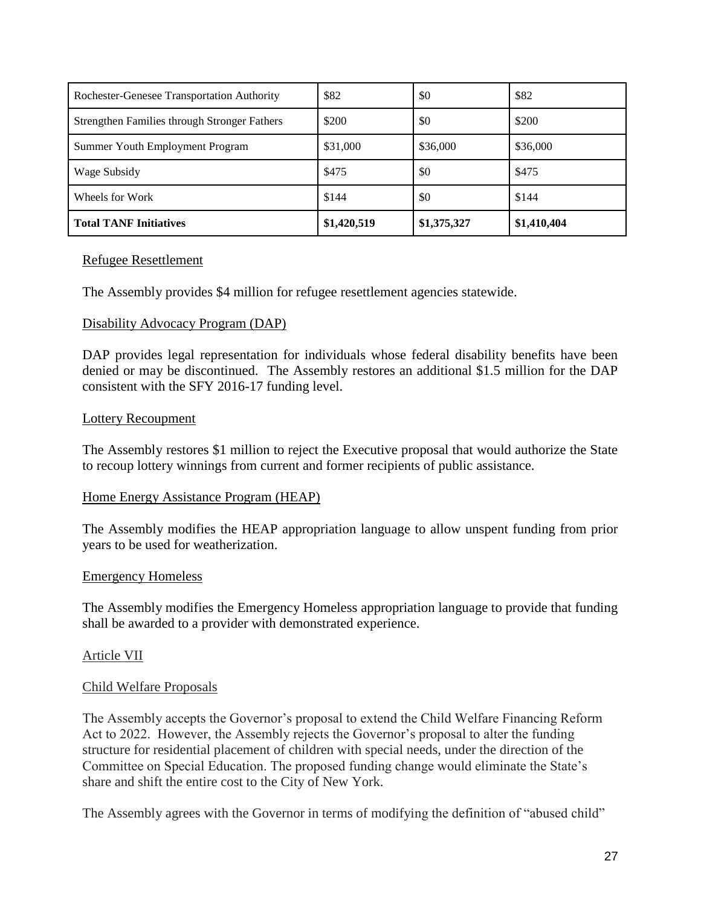| Rochester-Genesee Transportation Authority | $82 | $0 | $82 |
|---|---|---|---|
| Strengthen Families through Stronger Fathers | $200 | $0 | $200 |
| Summer Youth Employment Program | $31,000 | $36,000 | $36,000 |
| Wage Subsidy | $475 | $0 | $475 |
| Wheels for Work | $144 | $0 | $144 |
| **Total TANF Initiatives** | **$1,420,519** | **$1,375,327** | **$1,410,404** |

Refugee Resettlement

The Assembly provides $4 million for refugee resettlement agencies statewide.

Disability Advocacy Program (DAP)

DAP provides legal representation for individuals whose federal disability benefits have been denied or may be discontinued. The Assembly restores an additional $1.5 million for the DAP consistent with the SFY 2016-17 funding level.

Lottery Recoupment

The Assembly restores $1 million to reject the Executive proposal that would authorize the State to recoup lottery winnings from current and former recipients of public assistance.

Home Energy Assistance Program (HEAP)

The Assembly modifies the HEAP appropriation language to allow unspent funding from prior years to be used for weatherization.

Emergency Homeless

The Assembly modifies the Emergency Homeless appropriation language to provide that funding shall be awarded to a provider with demonstrated experience.

Article VII

Child Welfare Proposals

The Assembly accepts the Governor's proposal to extend the Child Welfare Financing Reform Act to 2022. However, the Assembly rejects the Governor's proposal to alter the funding structure for residential placement of children with special needs, under the direction of the Committee on Special Education. The proposed funding change would eliminate the State's share and shift the entire cost to the City of New York.

The Assembly agrees with the Governor in terms of modifying the definition of "abused child"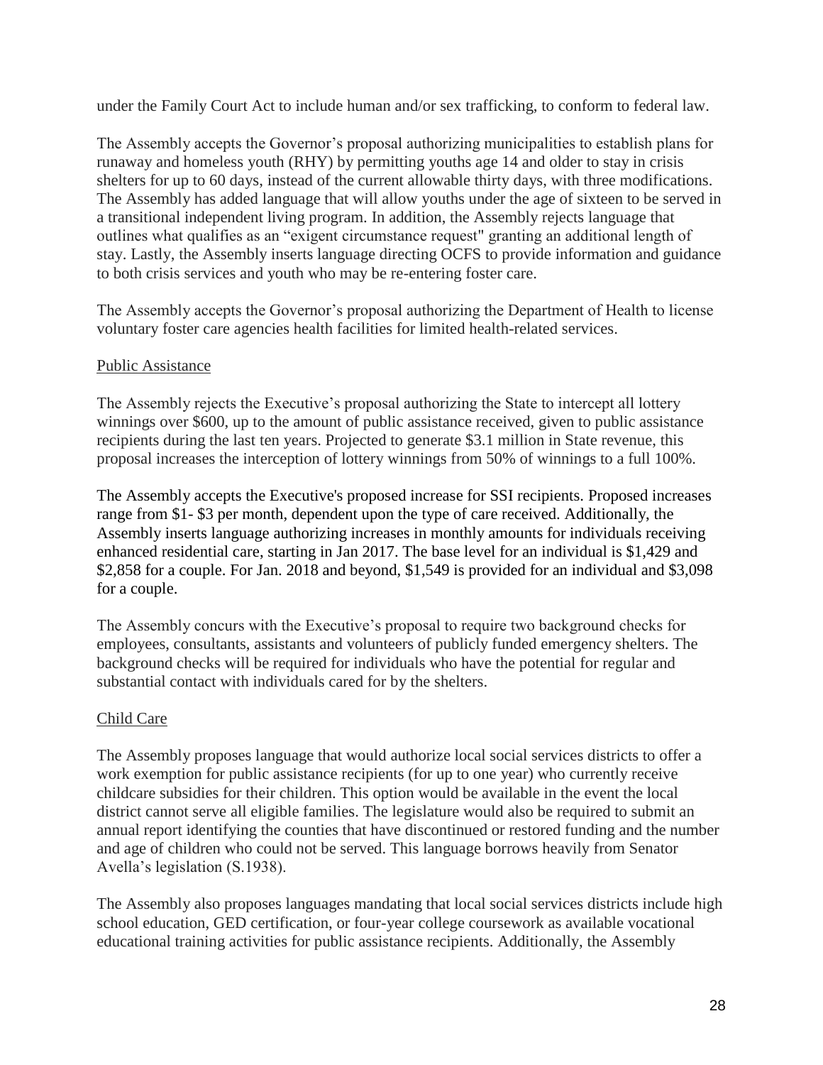under the Family Court Act to include human and/or sex trafficking, to conform to federal law.

The Assembly accepts the Governor's proposal authorizing municipalities to establish plans for runaway and homeless youth (RHY) by permitting youths age 14 and older to stay in crisis shelters for up to 60 days, instead of the current allowable thirty days, with three modifications. The Assembly has added language that will allow youths under the age of sixteen to be served in a transitional independent living program. In addition, the Assembly rejects language that outlines what qualifies as an "exigent circumstance request" granting an additional length of stay. Lastly, the Assembly inserts language directing OCFS to provide information and guidance to both crisis services and youth who may be re-entering foster care.

The Assembly accepts the Governor's proposal authorizing the Department of Health to license voluntary foster care agencies health facilities for limited health-related services.

Public Assistance

The Assembly rejects the Executive's proposal authorizing the State to intercept all lottery winnings over $600, up to the amount of public assistance received, given to public assistance recipients during the last ten years. Projected to generate $3.1 million in State revenue, this proposal increases the interception of lottery winnings from 50% of winnings to a full 100%.

The Assembly accepts the Executive's proposed increase for SSI recipients. Proposed increases range from $1- $3 per month, dependent upon the type of care received. Additionally, the Assembly inserts language authorizing increases in monthly amounts for individuals receiving enhanced residential care, starting in Jan 2017. The base level for an individual is $1,429 and $2,858 for a couple. For Jan. 2018 and beyond, $1,549 is provided for an individual and $3,098 for a couple.

The Assembly concurs with the Executive's proposal to require two background checks for employees, consultants, assistants and volunteers of publicly funded emergency shelters. The background checks will be required for individuals who have the potential for regular and substantial contact with individuals cared for by the shelters.

Child Care

The Assembly proposes language that would authorize local social services districts to offer a work exemption for public assistance recipients (for up to one year) who currently receive childcare subsidies for their children. This option would be available in the event the local district cannot serve all eligible families. The legislature would also be required to submit an annual report identifying the counties that have discontinued or restored funding and the number and age of children who could not be served. This language borrows heavily from Senator Avella's legislation (S.1938).

The Assembly also proposes languages mandating that local social services districts include high school education, GED certification, or four-year college coursework as available vocational educational training activities for public assistance recipients. Additionally, the Assembly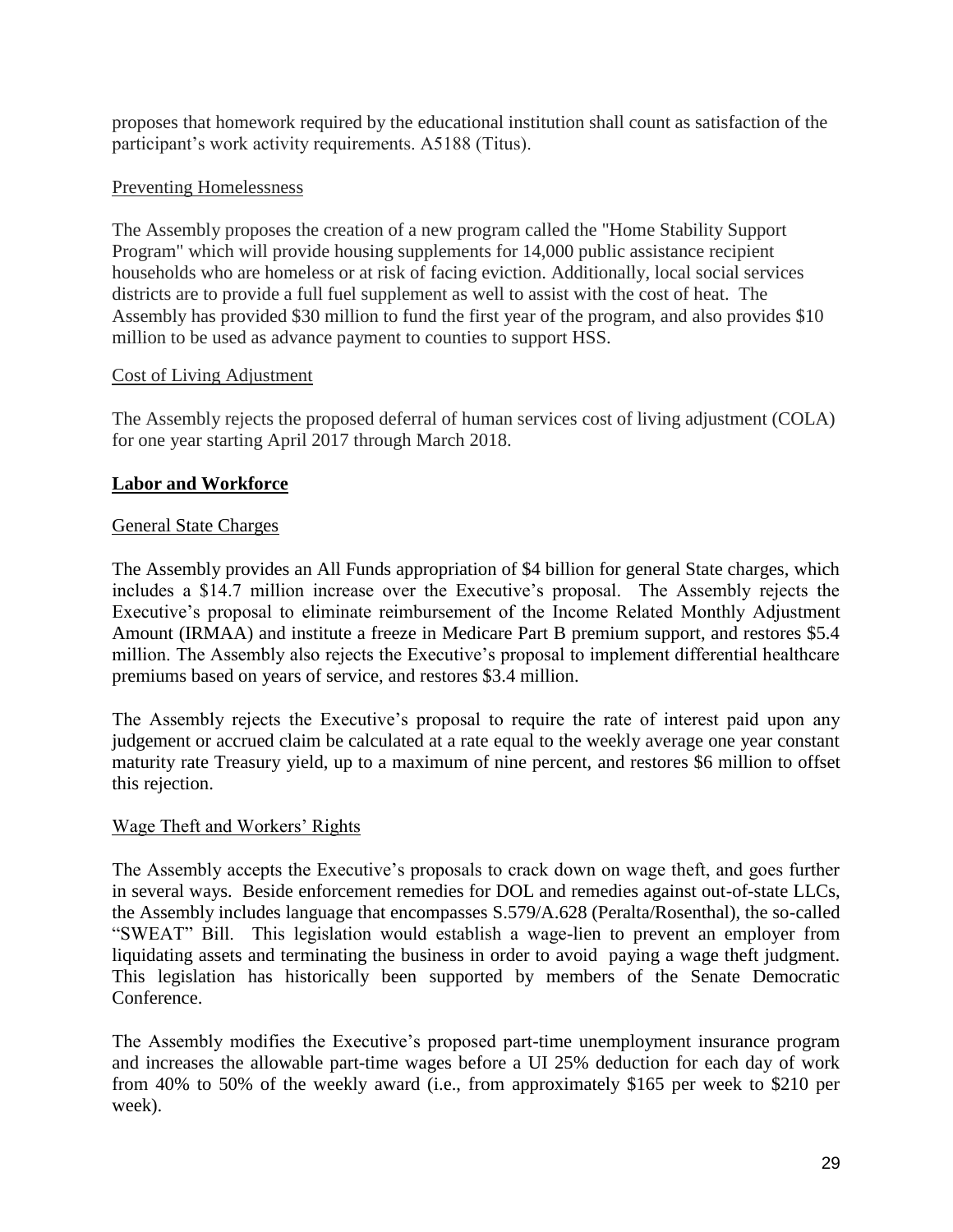proposes that homework required by the educational institution shall count as satisfaction of the participant's work activity requirements. A5188 (Titus).

Preventing Homelessness

The Assembly proposes the creation of a new program called the "Home Stability Support Program" which will provide housing supplements for 14,000 public assistance recipient households who are homeless or at risk of facing eviction. Additionally, local social services districts are to provide a full fuel supplement as well to assist with the cost of heat. The Assembly has provided $30 million to fund the first year of the program, and also provides $10 million to be used as advance payment to counties to support HSS.

Cost of Living Adjustment

The Assembly rejects the proposed deferral of human services cost of living adjustment (COLA) for one year starting April 2017 through March 2018.

## Labor and Workforce

General State Charges

The Assembly provides an All Funds appropriation of $4 billion for general State charges, which includes a $14.7 million increase over the Executive's proposal. The Assembly rejects the Executive's proposal to eliminate reimbursement of the Income Related Monthly Adjustment Amount (IRMAA) and institute a freeze in Medicare Part B premium support, and restores $5.4 million. The Assembly also rejects the Executive's proposal to implement differential healthcare premiums based on years of service, and restores $3.4 million.

The Assembly rejects the Executive's proposal to require the rate of interest paid upon any judgement or accrued claim be calculated at a rate equal to the weekly average one year constant maturity rate Treasury yield, up to a maximum of nine percent, and restores $6 million to offset this rejection.

Wage Theft and Workers' Rights

The Assembly accepts the Executive's proposals to crack down on wage theft, and goes further in several ways. Beside enforcement remedies for DOL and remedies against out-of-state LLCs, the Assembly includes language that encompasses S.579/A.628 (Peralta/Rosenthal), the so-called "SWEAT" Bill. This legislation would establish a wage-lien to prevent an employer from liquidating assets and terminating the business in order to avoid paying a wage theft judgment. This legislation has historically been supported by members of the Senate Democratic Conference.

The Assembly modifies the Executive's proposed part-time unemployment insurance program and increases the allowable part-time wages before a UI 25% deduction for each day of work from 40% to 50% of the weekly award (i.e., from approximately $165 per week to $210 per week).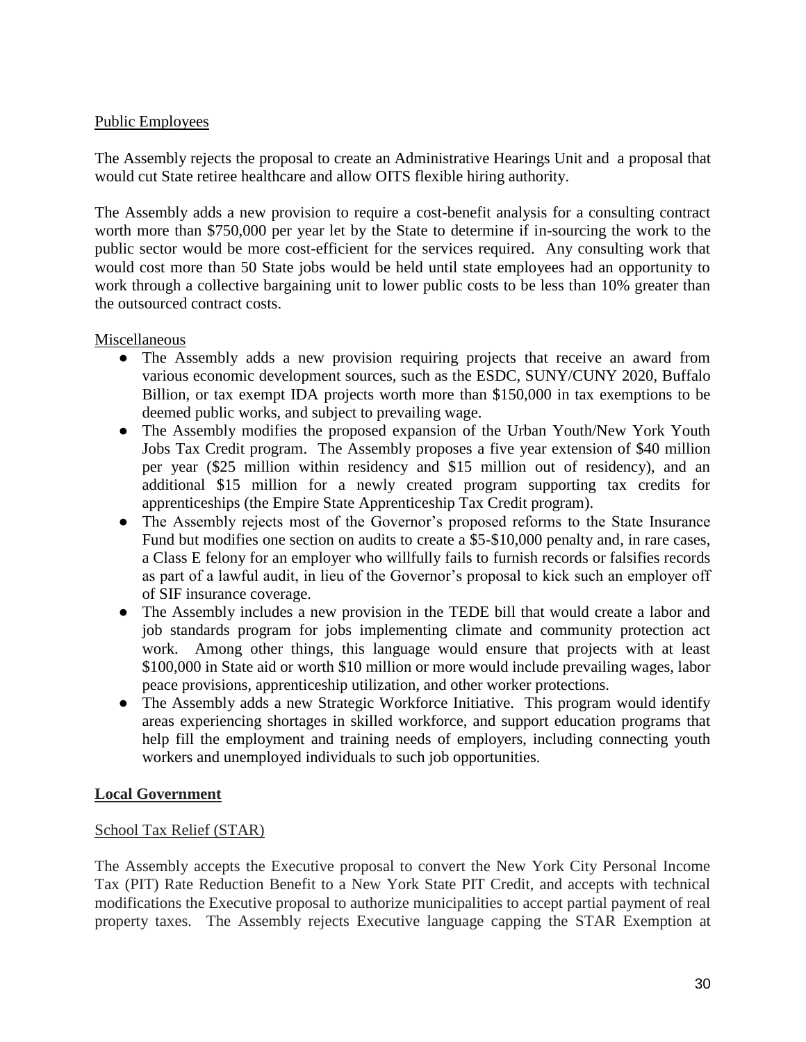Public Employees

The Assembly rejects the proposal to create an Administrative Hearings Unit and a proposal that would cut State retiree healthcare and allow OITS flexible hiring authority.

The Assembly adds a new provision to require a cost-benefit analysis for a consulting contract worth more than $750,000 per year let by the State to determine if in-sourcing the work to the public sector would be more cost-efficient for the services required. Any consulting work that would cost more than 50 State jobs would be held until state employees had an opportunity to work through a collective bargaining unit to lower public costs to be less than 10% greater than the outsourced contract costs.

Miscellaneous

- The Assembly adds a new provision requiring projects that receive an award from various economic development sources, such as the ESDC, SUNY/CUNY 2020, Buffalo Billion, or tax exempt IDA projects worth more than $150,000 in tax exemptions to be deemed public works, and subject to prevailing wage.
- The Assembly modifies the proposed expansion of the Urban Youth/New York Youth Jobs Tax Credit program. The Assembly proposes a five year extension of $40 million per year ($25 million within residency and $15 million out of residency), and an additional $15 million for a newly created program supporting tax credits for apprenticeships (the Empire State Apprenticeship Tax Credit program).
- The Assembly rejects most of the Governor's proposed reforms to the State Insurance Fund but modifies one section on audits to create a $5-$10,000 penalty and, in rare cases, a Class E felony for an employer who willfully fails to furnish records or falsifies records as part of a lawful audit, in lieu of the Governor's proposal to kick such an employer off of SIF insurance coverage.
- The Assembly includes a new provision in the TEDE bill that would create a labor and job standards program for jobs implementing climate and community protection act work. Among other things, this language would ensure that projects with at least $100,000 in State aid or worth $10 million or more would include prevailing wages, labor peace provisions, apprenticeship utilization, and other worker protections.
- The Assembly adds a new Strategic Workforce Initiative. This program would identify areas experiencing shortages in skilled workforce, and support education programs that help fill the employment and training needs of employers, including connecting youth workers and unemployed individuals to such job opportunities.

## Local Government

School Tax Relief (STAR)

The Assembly accepts the Executive proposal to convert the New York City Personal Income Tax (PIT) Rate Reduction Benefit to a New York State PIT Credit, and accepts with technical modifications the Executive proposal to authorize municipalities to accept partial payment of real property taxes. The Assembly rejects Executive language capping the STAR Exemption at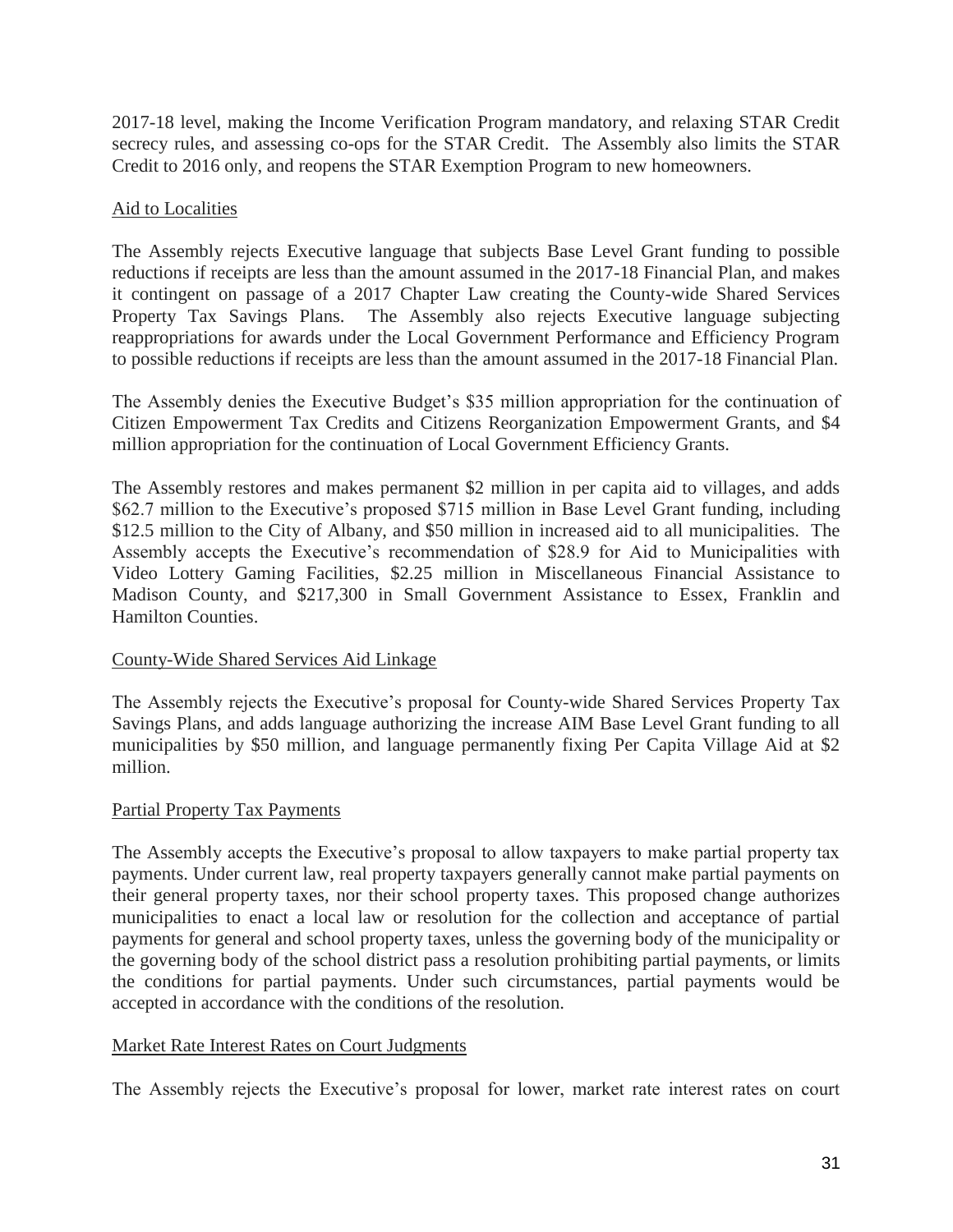2017-18 level, making the Income Verification Program mandatory, and relaxing STAR Credit secrecy rules, and assessing co-ops for the STAR Credit. The Assembly also limits the STAR Credit to 2016 only, and reopens the STAR Exemption Program to new homeowners.

<u>Aid to Localities</u>

The Assembly rejects Executive language that subjects Base Level Grant funding to possible reductions if receipts are less than the amount assumed in the 2017-18 Financial Plan, and makes it contingent on passage of a 2017 Chapter Law creating the County-wide Shared Services Property Tax Savings Plans. The Assembly also rejects Executive language subjecting reappropriations for awards under the Local Government Performance and Efficiency Program to possible reductions if receipts are less than the amount assumed in the 2017-18 Financial Plan.

The Assembly denies the Executive Budget's $35 million appropriation for the continuation of Citizen Empowerment Tax Credits and Citizens Reorganization Empowerment Grants, and $4 million appropriation for the continuation of Local Government Efficiency Grants.

The Assembly restores and makes permanent $2 million in per capita aid to villages, and adds $62.7 million to the Executive's proposed $715 million in Base Level Grant funding, including $12.5 million to the City of Albany, and $50 million in increased aid to all municipalities. The Assembly accepts the Executive's recommendation of $28.9 for Aid to Municipalities with Video Lottery Gaming Facilities, $2.25 million in Miscellaneous Financial Assistance to Madison County, and $217,300 in Small Government Assistance to Essex, Franklin and Hamilton Counties.

<u>County-Wide Shared Services Aid Linkage</u>

The Assembly rejects the Executive's proposal for County-wide Shared Services Property Tax Savings Plans, and adds language authorizing the increase AIM Base Level Grant funding to all municipalities by $50 million, and language permanently fixing Per Capita Village Aid at $2 million.

<u>Partial Property Tax Payments</u>

The Assembly accepts the Executive's proposal to allow taxpayers to make partial property tax payments. Under current law, real property taxpayers generally cannot make partial payments on their general property taxes, nor their school property taxes. This proposed change authorizes municipalities to enact a local law or resolution for the collection and acceptance of partial payments for general and school property taxes, unless the governing body of the municipality or the governing body of the school district pass a resolution prohibiting partial payments, or limits the conditions for partial payments. Under such circumstances, partial payments would be accepted in accordance with the conditions of the resolution.

<u>Market Rate Interest Rates on Court Judgments</u>

The Assembly rejects the Executive's proposal for lower, market rate interest rates on court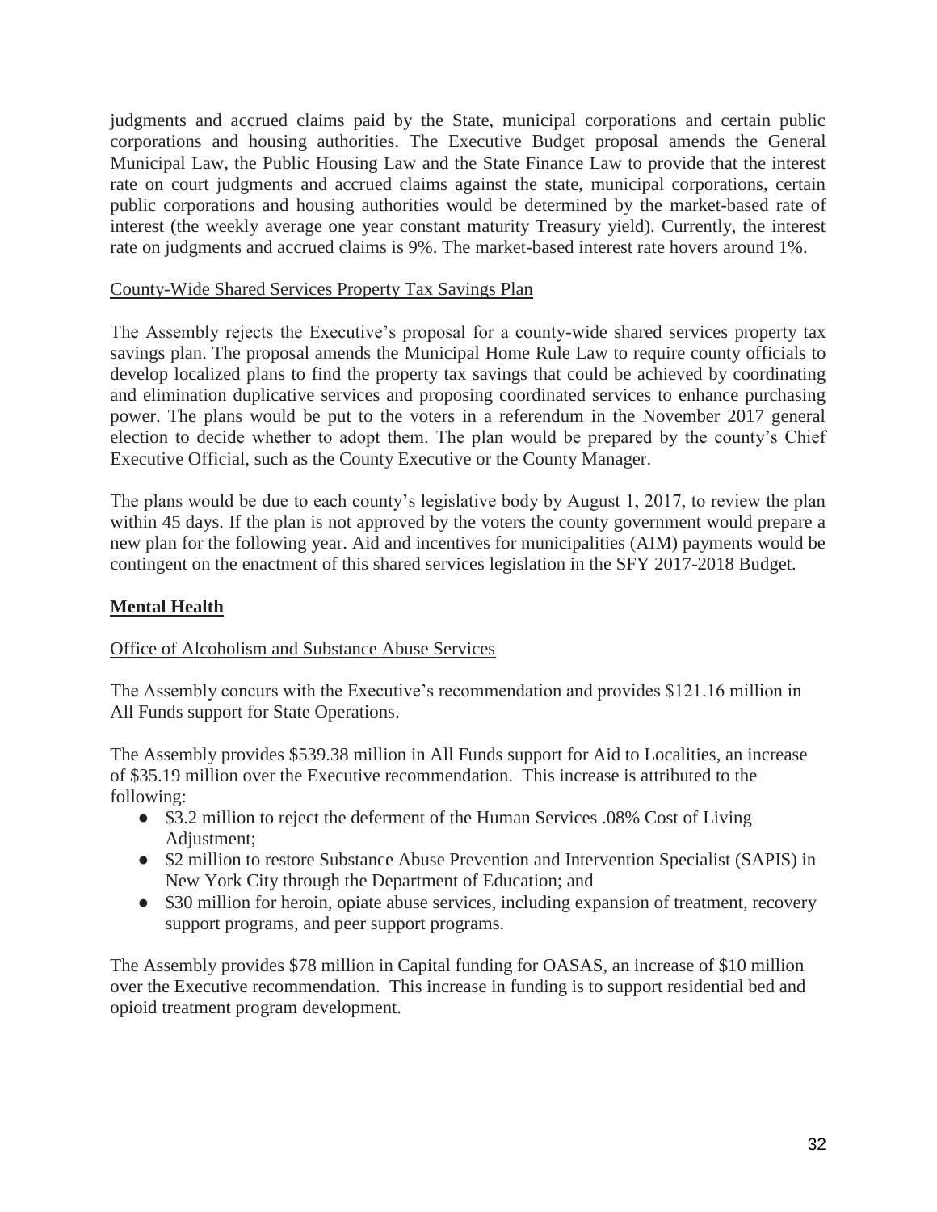judgments and accrued claims paid by the State, municipal corporations and certain public corporations and housing authorities. The Executive Budget proposal amends the General Municipal Law, the Public Housing Law and the State Finance Law to provide that the interest rate on court judgments and accrued claims against the state, municipal corporations, certain public corporations and housing authorities would be determined by the market-based rate of interest (the weekly average one year constant maturity Treasury yield). Currently, the interest rate on judgments and accrued claims is 9%. The market-based interest rate hovers around 1%.

<u>County-Wide Shared Services Property Tax Savings Plan</u>

The Assembly rejects the Executive's proposal for a county-wide shared services property tax savings plan. The proposal amends the Municipal Home Rule Law to require county officials to develop localized plans to find the property tax savings that could be achieved by coordinating and elimination duplicative services and proposing coordinated services to enhance purchasing power. The plans would be put to the voters in a referendum in the November 2017 general election to decide whether to adopt them. The plan would be prepared by the county's Chief Executive Official, such as the County Executive or the County Manager.

The plans would be due to each county's legislative body by August 1, 2017, to review the plan within 45 days. If the plan is not approved by the voters the county government would prepare a new plan for the following year. Aid and incentives for municipalities (AIM) payments would be contingent on the enactment of this shared services legislation in the SFY 2017-2018 Budget.

## Mental Health

<u>Office of Alcoholism and Substance Abuse Services</u>

The Assembly concurs with the Executive's recommendation and provides $121.16 million in All Funds support for State Operations.

The Assembly provides $539.38 million in All Funds support for Aid to Localities, an increase of $35.19 million over the Executive recommendation. This increase is attributed to the following:

- $3.2 million to reject the deferment of the Human Services .08% Cost of Living Adjustment;
- $2 million to restore Substance Abuse Prevention and Intervention Specialist (SAPIS) in New York City through the Department of Education; and
- $30 million for heroin, opiate abuse services, including expansion of treatment, recovery support programs, and peer support programs.

The Assembly provides $78 million in Capital funding for OASAS, an increase of $10 million over the Executive recommendation. This increase in funding is to support residential bed and opioid treatment program development.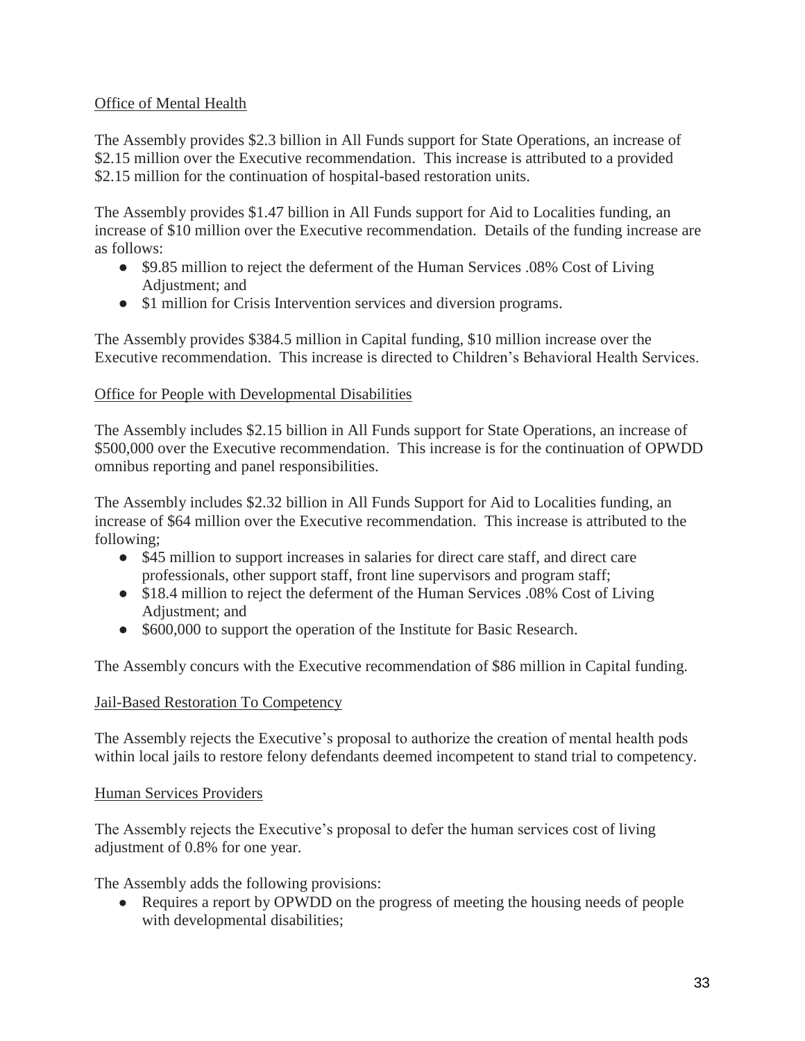Office of Mental Health

The Assembly provides $2.3 billion in All Funds support for State Operations, an increase of $2.15 million over the Executive recommendation. This increase is attributed to a provided $2.15 million for the continuation of hospital-based restoration units.

The Assembly provides $1.47 billion in All Funds support for Aid to Localities funding, an increase of $10 million over the Executive recommendation. Details of the funding increase are as follows:

- $9.85 million to reject the deferment of the Human Services .08% Cost of Living Adjustment; and
- $1 million for Crisis Intervention services and diversion programs.

The Assembly provides $384.5 million in Capital funding, $10 million increase over the Executive recommendation. This increase is directed to Children's Behavioral Health Services.

Office for People with Developmental Disabilities

The Assembly includes $2.15 billion in All Funds support for State Operations, an increase of $500,000 over the Executive recommendation. This increase is for the continuation of OPWDD omnibus reporting and panel responsibilities.

The Assembly includes $2.32 billion in All Funds Support for Aid to Localities funding, an increase of $64 million over the Executive recommendation. This increase is attributed to the following;

- $45 million to support increases in salaries for direct care staff, and direct care professionals, other support staff, front line supervisors and program staff;
- $18.4 million to reject the deferment of the Human Services .08% Cost of Living Adjustment; and
- $600,000 to support the operation of the Institute for Basic Research.

The Assembly concurs with the Executive recommendation of $86 million in Capital funding.

Jail-Based Restoration To Competency

The Assembly rejects the Executive's proposal to authorize the creation of mental health pods within local jails to restore felony defendants deemed incompetent to stand trial to competency.

Human Services Providers

The Assembly rejects the Executive's proposal to defer the human services cost of living adjustment of 0.8% for one year.

The Assembly adds the following provisions:

- Requires a report by OPWDD on the progress of meeting the housing needs of people with developmental disabilities;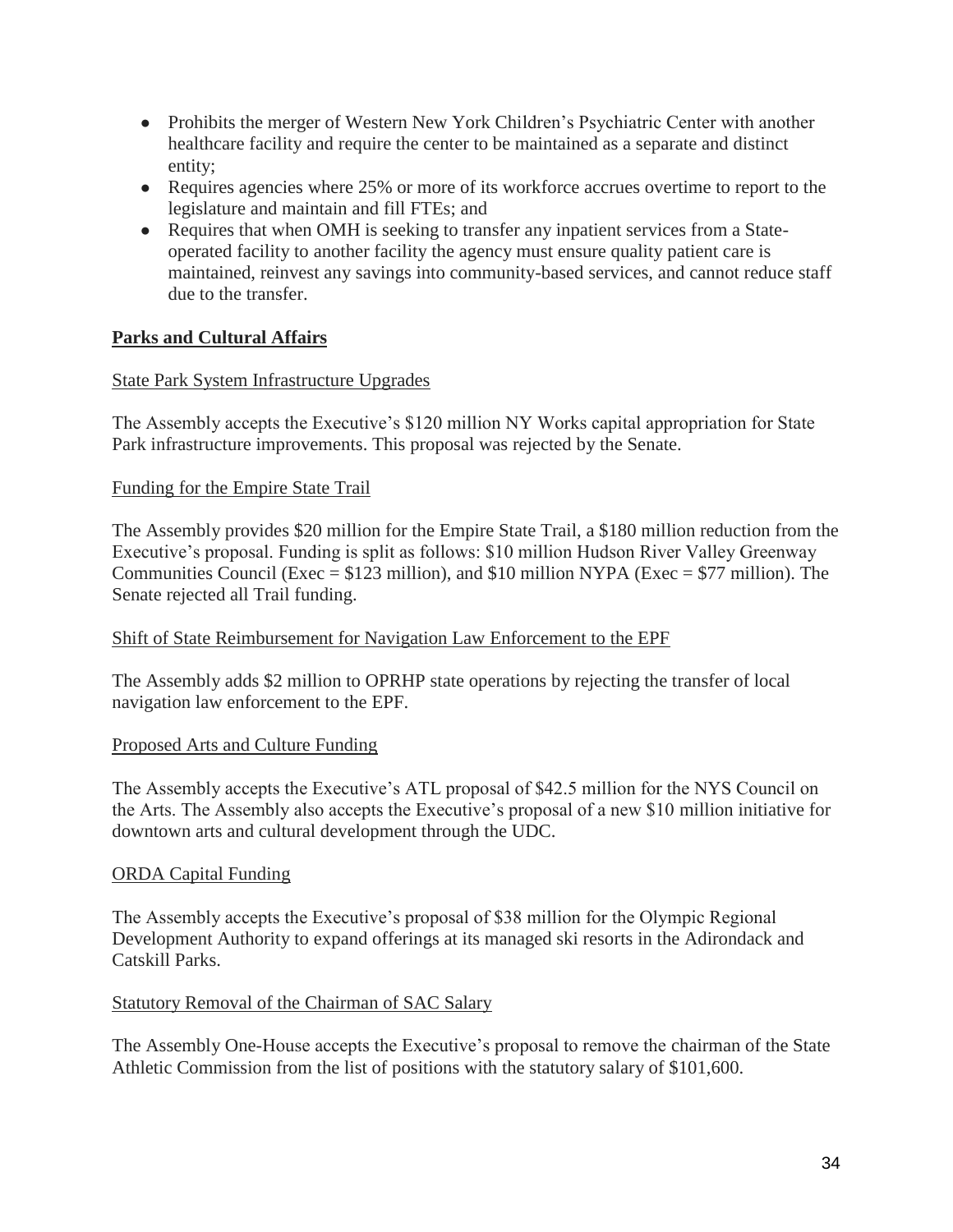- Prohibits the merger of Western New York Children's Psychiatric Center with another healthcare facility and require the center to be maintained as a separate and distinct entity;
- Requires agencies where 25% or more of its workforce accrues overtime to report to the legislature and maintain and fill FTEs; and
- Requires that when OMH is seeking to transfer any inpatient services from a State-operated facility to another facility the agency must ensure quality patient care is maintained, reinvest any savings into community-based services, and cannot reduce staff due to the transfer.

## Parks and Cultural Affairs

### State Park System Infrastructure Upgrades

The Assembly accepts the Executive's $120 million NY Works capital appropriation for State Park infrastructure improvements. This proposal was rejected by the Senate.

### Funding for the Empire State Trail

The Assembly provides $20 million for the Empire State Trail, a $180 million reduction from the Executive's proposal. Funding is split as follows: $10 million Hudson River Valley Greenway Communities Council (Exec = $123 million), and $10 million NYPA (Exec = $77 million). The Senate rejected all Trail funding.

### Shift of State Reimbursement for Navigation Law Enforcement to the EPF

The Assembly adds $2 million to OPRHP state operations by rejecting the transfer of local navigation law enforcement to the EPF.

### Proposed Arts and Culture Funding

The Assembly accepts the Executive's ATL proposal of $42.5 million for the NYS Council on the Arts. The Assembly also accepts the Executive's proposal of a new $10 million initiative for downtown arts and cultural development through the UDC.

### ORDA Capital Funding

The Assembly accepts the Executive's proposal of $38 million for the Olympic Regional Development Authority to expand offerings at its managed ski resorts in the Adirondack and Catskill Parks.

### Statutory Removal of the Chairman of SAC Salary

The Assembly One-House accepts the Executive's proposal to remove the chairman of the State Athletic Commission from the list of positions with the statutory salary of $101,600.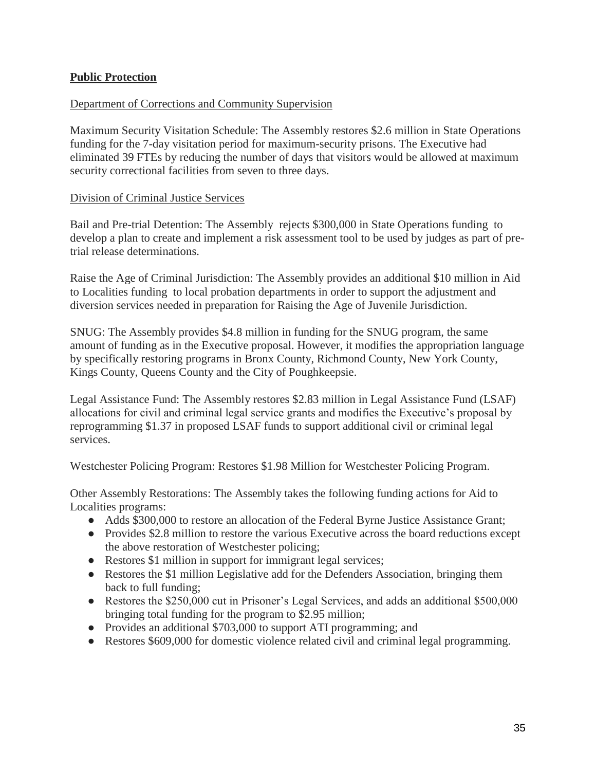**Public Protection**

Department of Corrections and Community Supervision

Maximum Security Visitation Schedule: The Assembly restores $2.6 million in State Operations funding for the 7-day visitation period for maximum-security prisons. The Executive had eliminated 39 FTEs by reducing the number of days that visitors would be allowed at maximum security correctional facilities from seven to three days.

Division of Criminal Justice Services

Bail and Pre-trial Detention: The Assembly rejects $300,000 in State Operations funding to develop a plan to create and implement a risk assessment tool to be used by judges as part of pre-trial release determinations.

Raise the Age of Criminal Jurisdiction: The Assembly provides an additional $10 million in Aid to Localities funding to local probation departments in order to support the adjustment and diversion services needed in preparation for Raising the Age of Juvenile Jurisdiction.

SNUG: The Assembly provides $4.8 million in funding for the SNUG program, the same amount of funding as in the Executive proposal. However, it modifies the appropriation language by specifically restoring programs in Bronx County, Richmond County, New York County, Kings County, Queens County and the City of Poughkeepsie.

Legal Assistance Fund: The Assembly restores $2.83 million in Legal Assistance Fund (LSAF) allocations for civil and criminal legal service grants and modifies the Executive's proposal by reprogramming $1.37 in proposed LSAF funds to support additional civil or criminal legal services.

Westchester Policing Program: Restores $1.98 Million for Westchester Policing Program.

Other Assembly Restorations: The Assembly takes the following funding actions for Aid to Localities programs:

- Adds $300,000 to restore an allocation of the Federal Byrne Justice Assistance Grant;
- Provides $2.8 million to restore the various Executive across the board reductions except the above restoration of Westchester policing;
- Restores $1 million in support for immigrant legal services;
- Restores the $1 million Legislative add for the Defenders Association, bringing them back to full funding;
- Restores the $250,000 cut in Prisoner's Legal Services, and adds an additional $500,000 bringing total funding for the program to $2.95 million;
- Provides an additional $703,000 to support ATI programming; and
- Restores $609,000 for domestic violence related civil and criminal legal programming.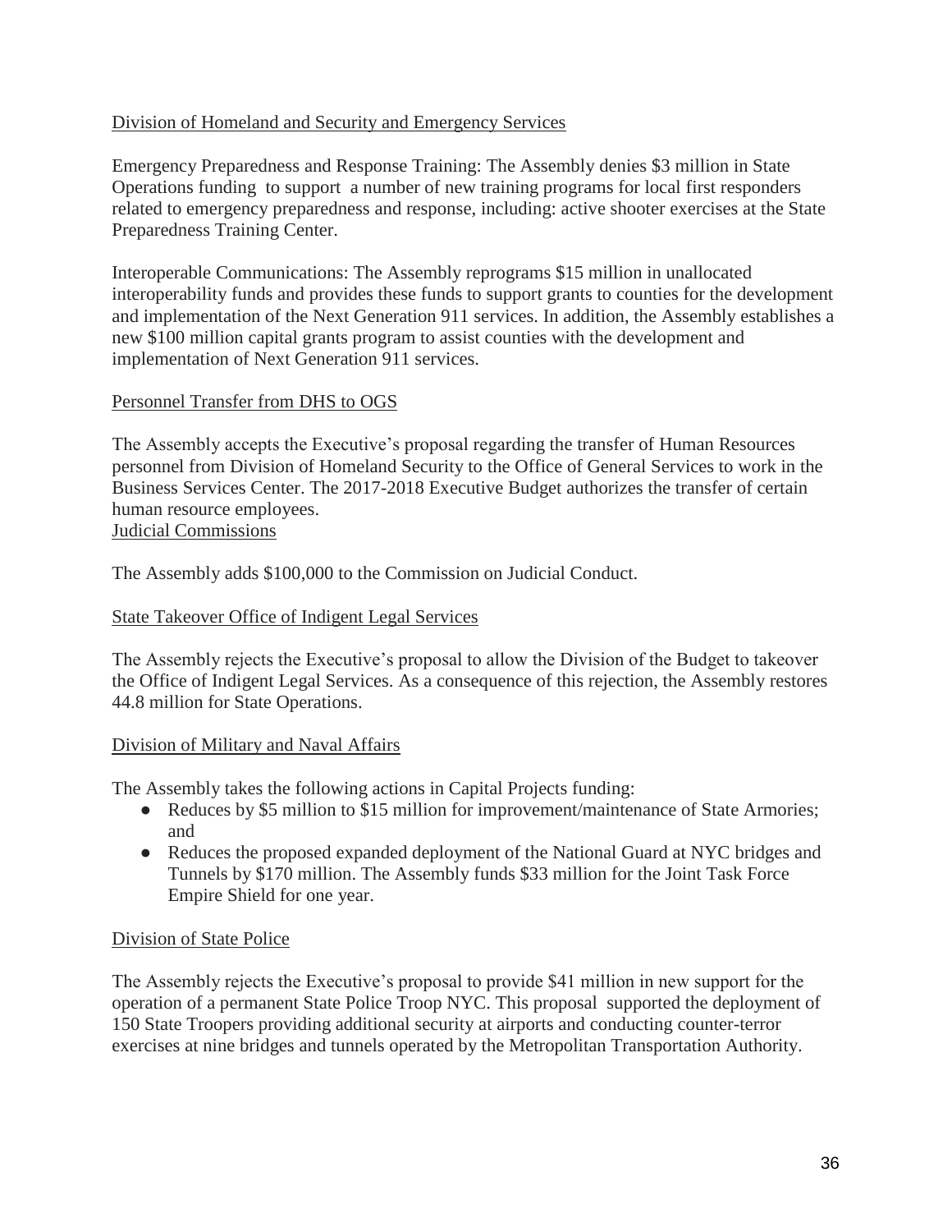Division of Homeland and Security and Emergency Services

Emergency Preparedness and Response Training: The Assembly denies $3 million in State Operations funding to support a number of new training programs for local first responders related to emergency preparedness and response, including: active shooter exercises at the State Preparedness Training Center.

Interoperable Communications: The Assembly reprograms $15 million in unallocated interoperability funds and provides these funds to support grants to counties for the development and implementation of the Next Generation 911 services. In addition, the Assembly establishes a new $100 million capital grants program to assist counties with the development and implementation of Next Generation 911 services.

Personnel Transfer from DHS to OGS

The Assembly accepts the Executive's proposal regarding the transfer of Human Resources personnel from Division of Homeland Security to the Office of General Services to work in the Business Services Center. The 2017-2018 Executive Budget authorizes the transfer of certain human resource employees.

Judicial Commissions

The Assembly adds $100,000 to the Commission on Judicial Conduct.

State Takeover Office of Indigent Legal Services

The Assembly rejects the Executive's proposal to allow the Division of the Budget to takeover the Office of Indigent Legal Services. As a consequence of this rejection, the Assembly restores 44.8 million for State Operations.

Division of Military and Naval Affairs

The Assembly takes the following actions in Capital Projects funding:

- Reduces by $5 million to $15 million for improvement/maintenance of State Armories; and
- Reduces the proposed expanded deployment of the National Guard at NYC bridges and Tunnels by $170 million. The Assembly funds $33 million for the Joint Task Force Empire Shield for one year.

Division of State Police

The Assembly rejects the Executive's proposal to provide $41 million in new support for the operation of a permanent State Police Troop NYC. This proposal supported the deployment of 150 State Troopers providing additional security at airports and conducting counter-terror exercises at nine bridges and tunnels operated by the Metropolitan Transportation Authority.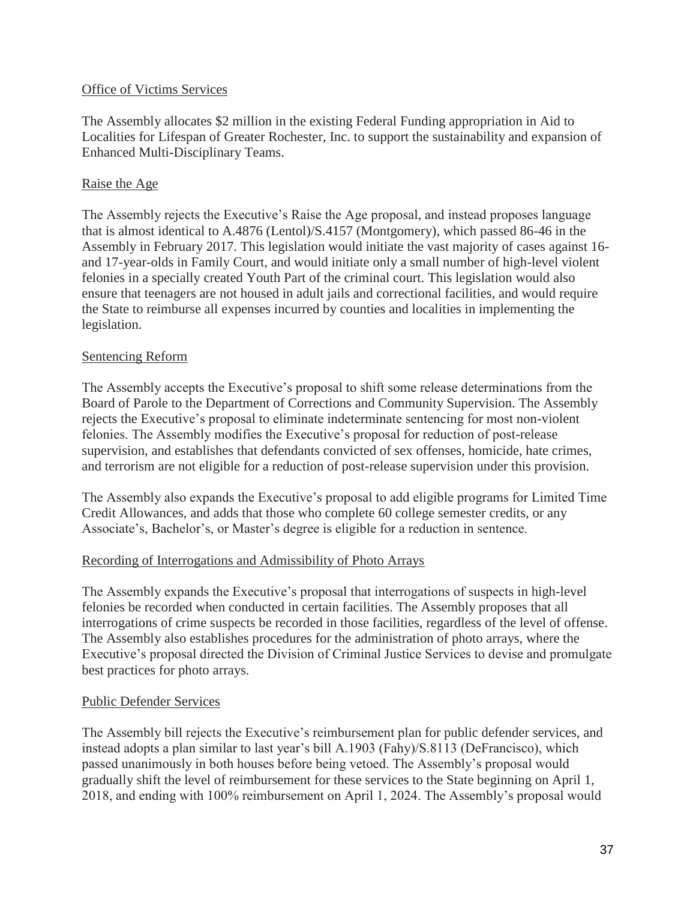## Office of Victims Services

The Assembly allocates $2 million in the existing Federal Funding appropriation in Aid to Localities for Lifespan of Greater Rochester, Inc. to support the sustainability and expansion of Enhanced Multi-Disciplinary Teams.

## Raise the Age

The Assembly rejects the Executive's Raise the Age proposal, and instead proposes language that is almost identical to A.4876 (Lentol)/S.4157 (Montgomery), which passed 86-46 in the Assembly in February 2017. This legislation would initiate the vast majority of cases against 16- and 17-year-olds in Family Court, and would initiate only a small number of high-level violent felonies in a specially created Youth Part of the criminal court. This legislation would also ensure that teenagers are not housed in adult jails and correctional facilities, and would require the State to reimburse all expenses incurred by counties and localities in implementing the legislation.

## Sentencing Reform

The Assembly accepts the Executive's proposal to shift some release determinations from the Board of Parole to the Department of Corrections and Community Supervision. The Assembly rejects the Executive's proposal to eliminate indeterminate sentencing for most non-violent felonies. The Assembly modifies the Executive's proposal for reduction of post-release supervision, and establishes that defendants convicted of sex offenses, homicide, hate crimes, and terrorism are not eligible for a reduction of post-release supervision under this provision.

The Assembly also expands the Executive's proposal to add eligible programs for Limited Time Credit Allowances, and adds that those who complete 60 college semester credits, or any Associate's, Bachelor's, or Master's degree is eligible for a reduction in sentence.

## Recording of Interrogations and Admissibility of Photo Arrays

The Assembly expands the Executive's proposal that interrogations of suspects in high-level felonies be recorded when conducted in certain facilities. The Assembly proposes that all interrogations of crime suspects be recorded in those facilities, regardless of the level of offense. The Assembly also establishes procedures for the administration of photo arrays, where the Executive's proposal directed the Division of Criminal Justice Services to devise and promulgate best practices for photo arrays.

## Public Defender Services

The Assembly bill rejects the Executive's reimbursement plan for public defender services, and instead adopts a plan similar to last year's bill A.1903 (Fahy)/S.8113 (DeFrancisco), which passed unanimously in both houses before being vetoed. The Assembly's proposal would gradually shift the level of reimbursement for these services to the State beginning on April 1, 2018, and ending with 100% reimbursement on April 1, 2024. The Assembly's proposal would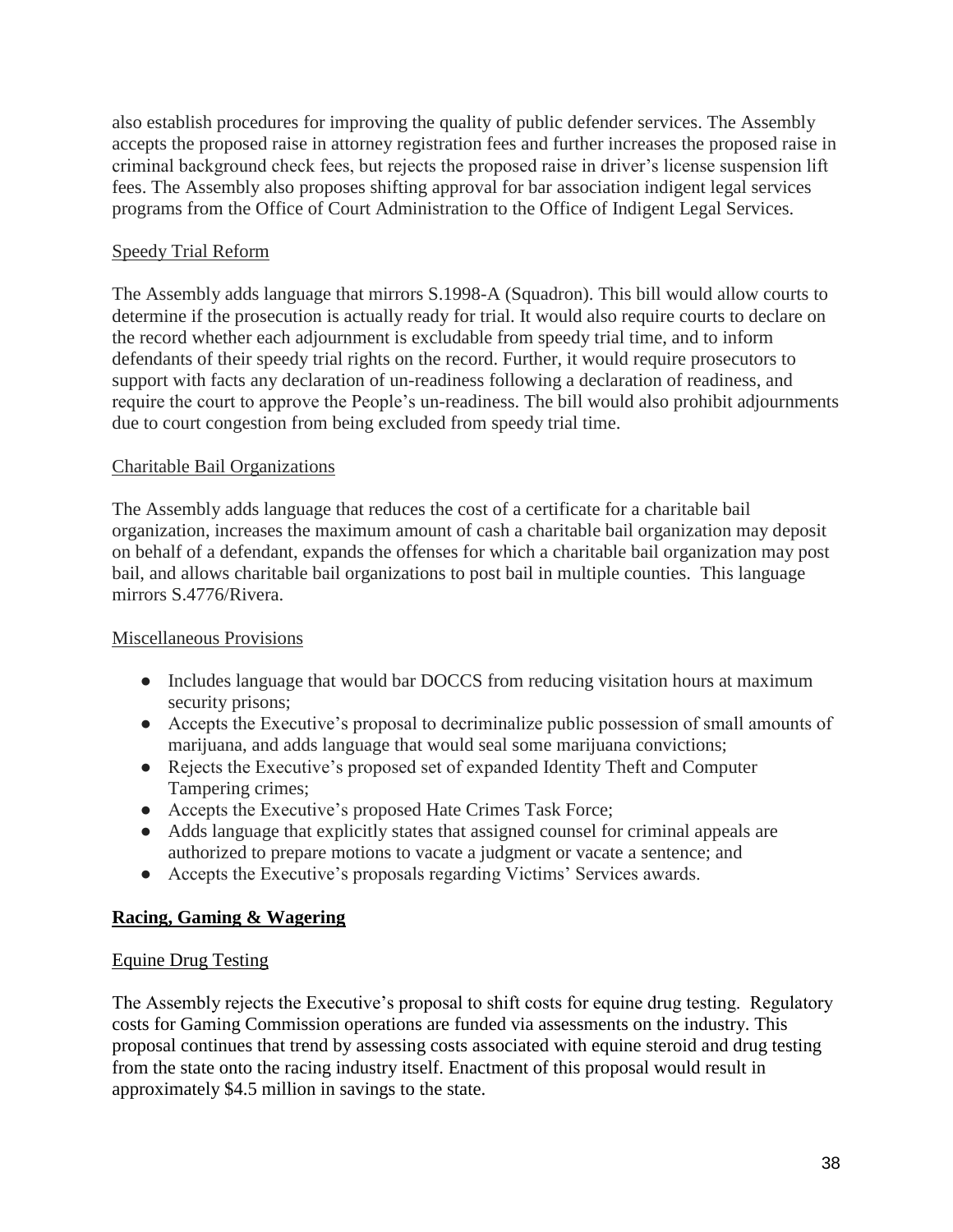also establish procedures for improving the quality of public defender services. The Assembly accepts the proposed raise in attorney registration fees and further increases the proposed raise in criminal background check fees, but rejects the proposed raise in driver's license suspension lift fees. The Assembly also proposes shifting approval for bar association indigent legal services programs from the Office of Court Administration to the Office of Indigent Legal Services.

<u>Speedy Trial Reform</u>

The Assembly adds language that mirrors S.1998-A (Squadron). This bill would allow courts to determine if the prosecution is actually ready for trial. It would also require courts to declare on the record whether each adjournment is excludable from speedy trial time, and to inform defendants of their speedy trial rights on the record. Further, it would require prosecutors to support with facts any declaration of un-readiness following a declaration of readiness, and require the court to approve the People's un-readiness. The bill would also prohibit adjournments due to court congestion from being excluded from speedy trial time.

<u>Charitable Bail Organizations</u>

The Assembly adds language that reduces the cost of a certificate for a charitable bail organization, increases the maximum amount of cash a charitable bail organization may deposit on behalf of a defendant, expands the offenses for which a charitable bail organization may post bail, and allows charitable bail organizations to post bail in multiple counties. This language mirrors S.4776/Rivera.

<u>Miscellaneous Provisions</u>

- Includes language that would bar DOCCS from reducing visitation hours at maximum security prisons;
- Accepts the Executive's proposal to decriminalize public possession of small amounts of marijuana, and adds language that would seal some marijuana convictions;
- Rejects the Executive's proposed set of expanded Identity Theft and Computer Tampering crimes;
- Accepts the Executive's proposed Hate Crimes Task Force;
- Adds language that explicitly states that assigned counsel for criminal appeals are authorized to prepare motions to vacate a judgment or vacate a sentence; and
- Accepts the Executive's proposals regarding Victims' Services awards.

## **<u>Racing, Gaming & Wagering</u>**

<u>Equine Drug Testing</u>

The Assembly rejects the Executive's proposal to shift costs for equine drug testing. Regulatory costs for Gaming Commission operations are funded via assessments on the industry. This proposal continues that trend by assessing costs associated with equine steroid and drug testing from the state onto the racing industry itself. Enactment of this proposal would result in approximately $4.5 million in savings to the state.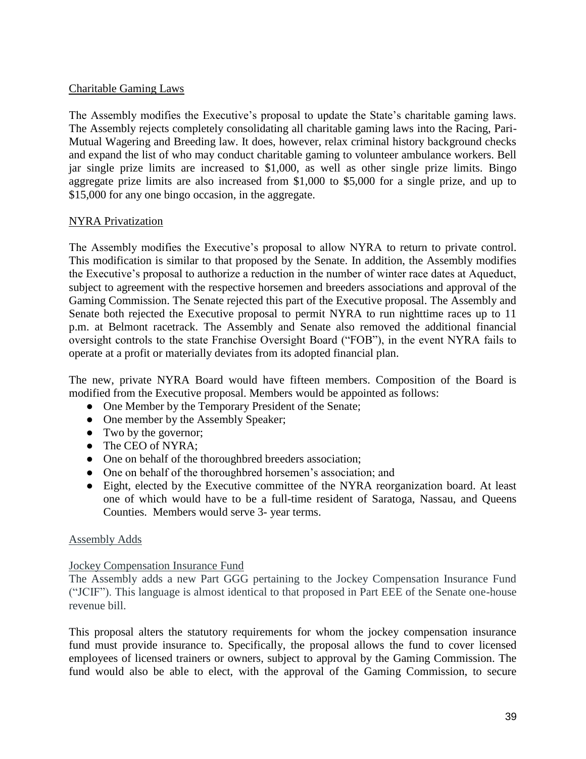## Charitable Gaming Laws

The Assembly modifies the Executive's proposal to update the State's charitable gaming laws. The Assembly rejects completely consolidating all charitable gaming laws into the Racing, Pari-Mutual Wagering and Breeding law. It does, however, relax criminal history background checks and expand the list of who may conduct charitable gaming to volunteer ambulance workers. Bell jar single prize limits are increased to $1,000, as well as other single prize limits. Bingo aggregate prize limits are also increased from $1,000 to $5,000 for a single prize, and up to $15,000 for any one bingo occasion, in the aggregate.

## NYRA Privatization

The Assembly modifies the Executive's proposal to allow NYRA to return to private control. This modification is similar to that proposed by the Senate. In addition, the Assembly modifies the Executive's proposal to authorize a reduction in the number of winter race dates at Aqueduct, subject to agreement with the respective horsemen and breeders associations and approval of the Gaming Commission. The Senate rejected this part of the Executive proposal. The Assembly and Senate both rejected the Executive proposal to permit NYRA to run nighttime races up to 11 p.m. at Belmont racetrack. The Assembly and Senate also removed the additional financial oversight controls to the state Franchise Oversight Board ("FOB"), in the event NYRA fails to operate at a profit or materially deviates from its adopted financial plan.

The new, private NYRA Board would have fifteen members. Composition of the Board is modified from the Executive proposal. Members would be appointed as follows:

- One Member by the Temporary President of the Senate;
- One member by the Assembly Speaker;
- Two by the governor;
- The CEO of NYRA;
- One on behalf of the thoroughbred breeders association;
- One on behalf of the thoroughbred horsemen's association; and
- Eight, elected by the Executive committee of the NYRA reorganization board. At least one of which would have to be a full-time resident of Saratoga, Nassau, and Queens Counties. Members would serve 3- year terms.

## Assembly Adds

### Jockey Compensation Insurance Fund

The Assembly adds a new Part GGG pertaining to the Jockey Compensation Insurance Fund ("JCIF"). This language is almost identical to that proposed in Part EEE of the Senate one-house revenue bill.

This proposal alters the statutory requirements for whom the jockey compensation insurance fund must provide insurance to. Specifically, the proposal allows the fund to cover licensed employees of licensed trainers or owners, subject to approval by the Gaming Commission. The fund would also be able to elect, with the approval of the Gaming Commission, to secure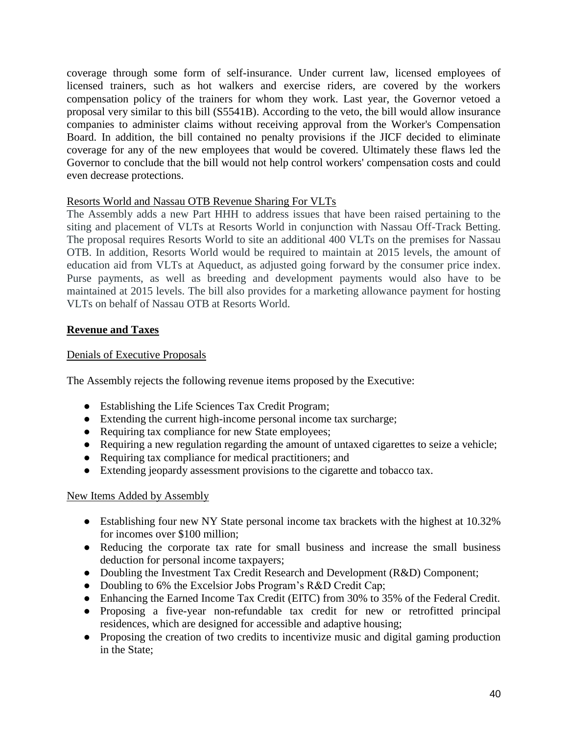coverage through some form of self-insurance. Under current law, licensed employees of licensed trainers, such as hot walkers and exercise riders, are covered by the workers compensation policy of the trainers for whom they work. Last year, the Governor vetoed a proposal very similar to this bill (S5541B). According to the veto, the bill would allow insurance companies to administer claims without receiving approval from the Worker's Compensation Board. In addition, the bill contained no penalty provisions if the JICF decided to eliminate coverage for any of the new employees that would be covered. Ultimately these flaws led the Governor to conclude that the bill would not help control workers' compensation costs and could even decrease protections.

Resorts World and Nassau OTB Revenue Sharing For VLTs

The Assembly adds a new Part HHH to address issues that have been raised pertaining to the siting and placement of VLTs at Resorts World in conjunction with Nassau Off-Track Betting. The proposal requires Resorts World to site an additional 400 VLTs on the premises for Nassau OTB. In addition, Resorts World would be required to maintain at 2015 levels, the amount of education aid from VLTs at Aqueduct, as adjusted going forward by the consumer price index. Purse payments, as well as breeding and development payments would also have to be maintained at 2015 levels. The bill also provides for a marketing allowance payment for hosting VLTs on behalf of Nassau OTB at Resorts World.

## Revenue and Taxes

Denials of Executive Proposals

The Assembly rejects the following revenue items proposed by the Executive:

- Establishing the Life Sciences Tax Credit Program;
- Extending the current high-income personal income tax surcharge;
- Requiring tax compliance for new State employees;
- Requiring a new regulation regarding the amount of untaxed cigarettes to seize a vehicle;
- Requiring tax compliance for medical practitioners; and
- Extending jeopardy assessment provisions to the cigarette and tobacco tax.

New Items Added by Assembly

- Establishing four new NY State personal income tax brackets with the highest at 10.32% for incomes over $100 million;
- Reducing the corporate tax rate for small business and increase the small business deduction for personal income taxpayers;
- Doubling the Investment Tax Credit Research and Development (R&D) Component;
- Doubling to 6% the Excelsior Jobs Program's R&D Credit Cap;
- Enhancing the Earned Income Tax Credit (EITC) from 30% to 35% of the Federal Credit.
- Proposing a five-year non-refundable tax credit for new or retrofitted principal residences, which are designed for accessible and adaptive housing;
- Proposing the creation of two credits to incentivize music and digital gaming production in the State;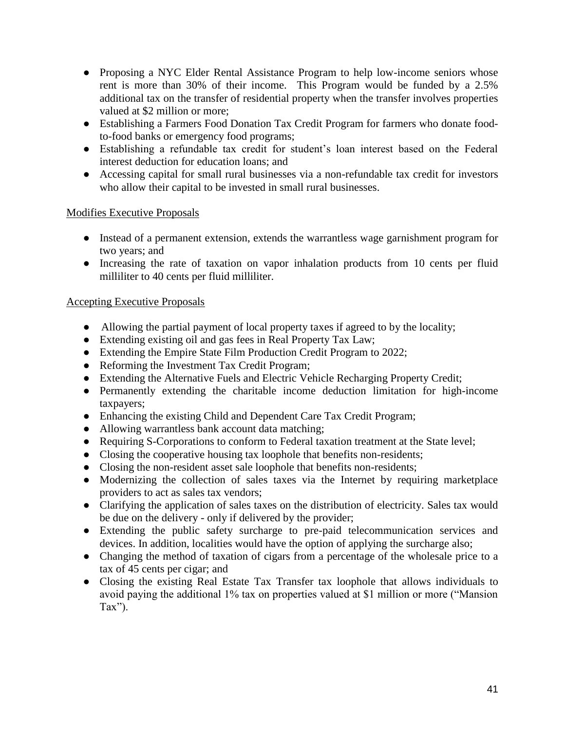- Proposing a NYC Elder Rental Assistance Program to help low-income seniors whose rent is more than 30% of their income. This Program would be funded by a 2.5% additional tax on the transfer of residential property when the transfer involves properties valued at $2 million or more;
- Establishing a Farmers Food Donation Tax Credit Program for farmers who donate food-to-food banks or emergency food programs;
- Establishing a refundable tax credit for student's loan interest based on the Federal interest deduction for education loans; and
- Accessing capital for small rural businesses via a non-refundable tax credit for investors who allow their capital to be invested in small rural businesses.

<u>Modifies Executive Proposals</u>

- Instead of a permanent extension, extends the warrantless wage garnishment program for two years; and
- Increasing the rate of taxation on vapor inhalation products from 10 cents per fluid milliliter to 40 cents per fluid milliliter.

<u>Accepting Executive Proposals</u>

- Allowing the partial payment of local property taxes if agreed to by the locality;
- Extending existing oil and gas fees in Real Property Tax Law;
- Extending the Empire State Film Production Credit Program to 2022;
- Reforming the Investment Tax Credit Program;
- Extending the Alternative Fuels and Electric Vehicle Recharging Property Credit;
- Permanently extending the charitable income deduction limitation for high-income taxpayers;
- Enhancing the existing Child and Dependent Care Tax Credit Program;
- Allowing warrantless bank account data matching;
- Requiring S-Corporations to conform to Federal taxation treatment at the State level;
- Closing the cooperative housing tax loophole that benefits non-residents;
- Closing the non-resident asset sale loophole that benefits non-residents;
- Modernizing the collection of sales taxes via the Internet by requiring marketplace providers to act as sales tax vendors;
- Clarifying the application of sales taxes on the distribution of electricity. Sales tax would be due on the delivery - only if delivered by the provider;
- Extending the public safety surcharge to pre-paid telecommunication services and devices. In addition, localities would have the option of applying the surcharge also;
- Changing the method of taxation of cigars from a percentage of the wholesale price to a tax of 45 cents per cigar; and
- Closing the existing Real Estate Tax Transfer tax loophole that allows individuals to avoid paying the additional 1% tax on properties valued at $1 million or more ("Mansion Tax").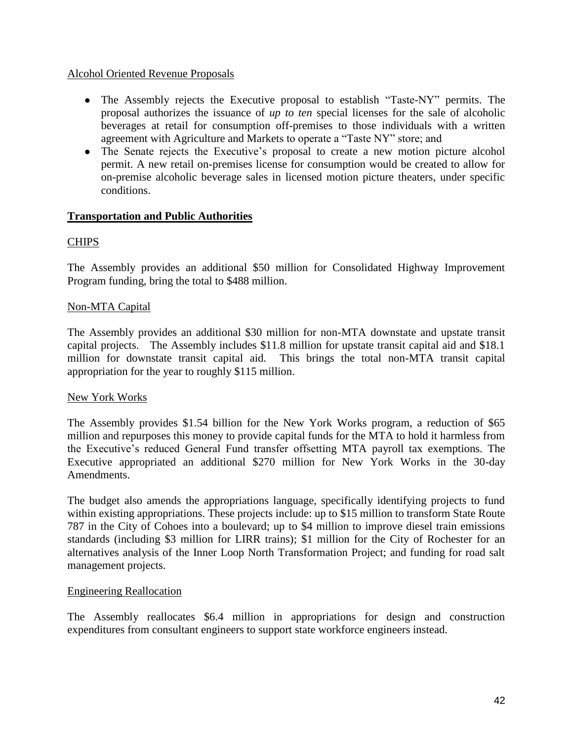Alcohol Oriented Revenue Proposals

- The Assembly rejects the Executive proposal to establish "Taste-NY" permits. The proposal authorizes the issuance of *up to ten* special licenses for the sale of alcoholic beverages at retail for consumption off-premises to those individuals with a written agreement with Agriculture and Markets to operate a "Taste NY" store; and
- The Senate rejects the Executive's proposal to create a new motion picture alcohol permit. A new retail on-premises license for consumption would be created to allow for on-premise alcoholic beverage sales in licensed motion picture theaters, under specific conditions.

## Transportation and Public Authorities

### CHIPS

The Assembly provides an additional $50 million for Consolidated Highway Improvement Program funding, bring the total to $488 million.

### Non-MTA Capital

The Assembly provides an additional $30 million for non-MTA downstate and upstate transit capital projects. The Assembly includes $11.8 million for upstate transit capital aid and $18.1 million for downstate transit capital aid. This brings the total non-MTA transit capital appropriation for the year to roughly $115 million.

### New York Works

The Assembly provides $1.54 billion for the New York Works program, a reduction of $65 million and repurposes this money to provide capital funds for the MTA to hold it harmless from the Executive's reduced General Fund transfer offsetting MTA payroll tax exemptions. The Executive appropriated an additional $270 million for New York Works in the 30-day Amendments.

The budget also amends the appropriations language, specifically identifying projects to fund within existing appropriations. These projects include: up to $15 million to transform State Route 787 in the City of Cohoes into a boulevard; up to $4 million to improve diesel train emissions standards (including $3 million for LIRR trains); $1 million for the City of Rochester for an alternatives analysis of the Inner Loop North Transformation Project; and funding for road salt management projects.

### Engineering Reallocation

The Assembly reallocates $6.4 million in appropriations for design and construction expenditures from consultant engineers to support state workforce engineers instead.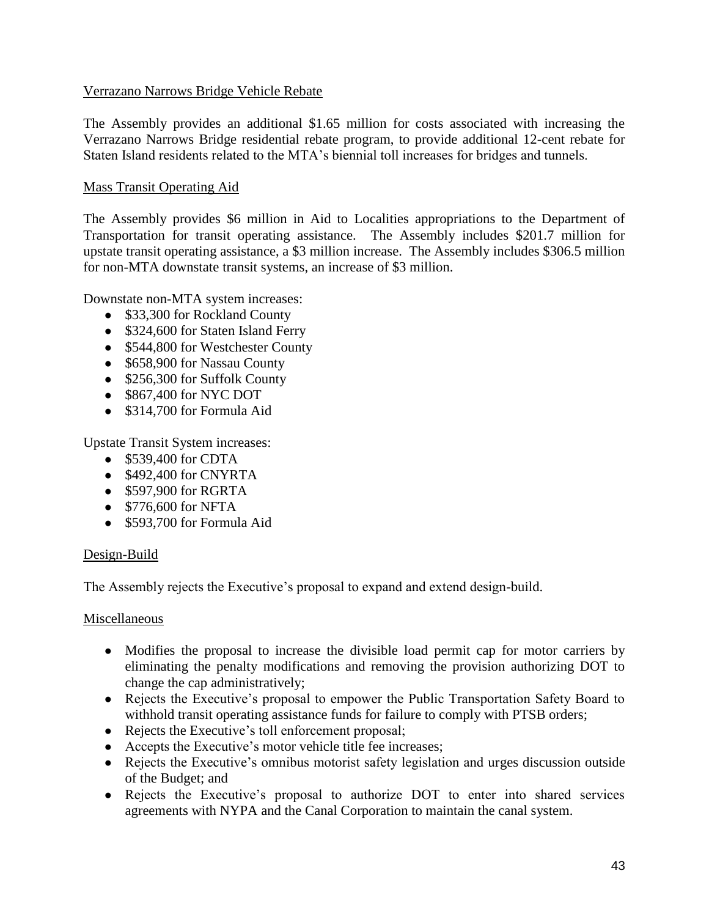## Verrazano Narrows Bridge Vehicle Rebate

The Assembly provides an additional \$1.65 million for costs associated with increasing the Verrazano Narrows Bridge residential rebate program, to provide additional 12-cent rebate for Staten Island residents related to the MTA's biennial toll increases for bridges and tunnels.

## Mass Transit Operating Aid

The Assembly provides \$6 million in Aid to Localities appropriations to the Department of Transportation for transit operating assistance. The Assembly includes \$201.7 million for upstate transit operating assistance, a \$3 million increase. The Assembly includes \$306.5 million for non-MTA downstate transit systems, an increase of \$3 million.

Downstate non-MTA system increases:

- \$33,300 for Rockland County
- \$324,600 for Staten Island Ferry
- \$544,800 for Westchester County
- \$658,900 for Nassau County
- \$256,300 for Suffolk County
- \$867,400 for NYC DOT
- \$314,700 for Formula Aid

Upstate Transit System increases:

- \$539,400 for CDTA
- \$492,400 for CNYRTA
- \$597,900 for RGRTA
- \$776,600 for NFTA
- \$593,700 for Formula Aid

## Design-Build

The Assembly rejects the Executive's proposal to expand and extend design-build.

## Miscellaneous

- Modifies the proposal to increase the divisible load permit cap for motor carriers by eliminating the penalty modifications and removing the provision authorizing DOT to change the cap administratively;
- Rejects the Executive's proposal to empower the Public Transportation Safety Board to withhold transit operating assistance funds for failure to comply with PTSB orders;
- Rejects the Executive's toll enforcement proposal;
- Accepts the Executive's motor vehicle title fee increases;
- Rejects the Executive's omnibus motorist safety legislation and urges discussion outside of the Budget; and
- Rejects the Executive's proposal to authorize DOT to enter into shared services agreements with NYPA and the Canal Corporation to maintain the canal system.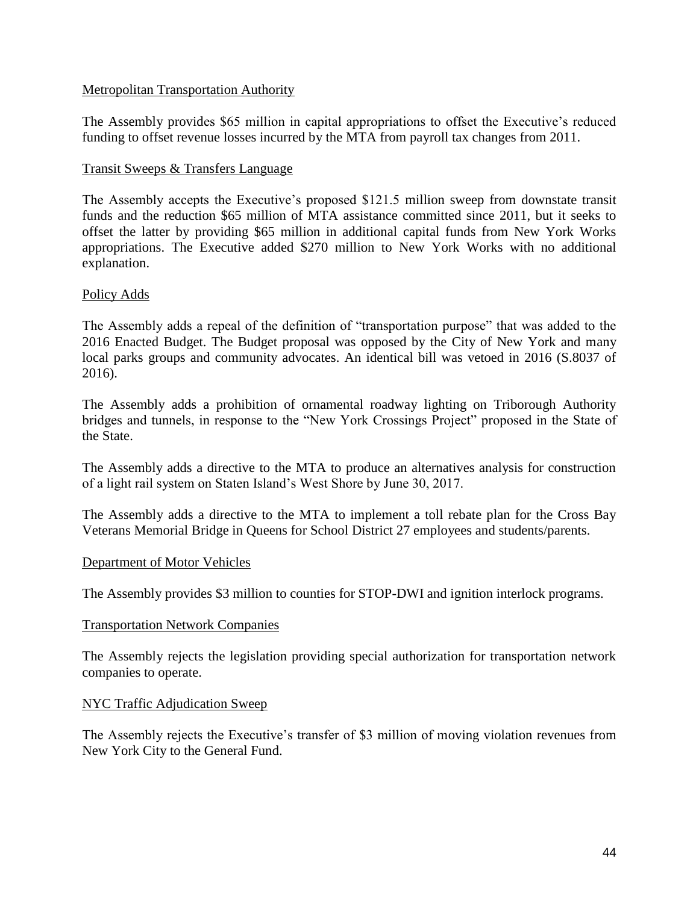Metropolitan Transportation Authority

The Assembly provides $65 million in capital appropriations to offset the Executive's reduced funding to offset revenue losses incurred by the MTA from payroll tax changes from 2011.

Transit Sweeps & Transfers Language

The Assembly accepts the Executive's proposed $121.5 million sweep from downstate transit funds and the reduction $65 million of MTA assistance committed since 2011, but it seeks to offset the latter by providing $65 million in additional capital funds from New York Works appropriations. The Executive added $270 million to New York Works with no additional explanation.

Policy Adds

The Assembly adds a repeal of the definition of "transportation purpose" that was added to the 2016 Enacted Budget. The Budget proposal was opposed by the City of New York and many local parks groups and community advocates. An identical bill was vetoed in 2016 (S.8037 of 2016).

The Assembly adds a prohibition of ornamental roadway lighting on Triborough Authority bridges and tunnels, in response to the "New York Crossings Project" proposed in the State of the State.

The Assembly adds a directive to the MTA to produce an alternatives analysis for construction of a light rail system on Staten Island's West Shore by June 30, 2017.

The Assembly adds a directive to the MTA to implement a toll rebate plan for the Cross Bay Veterans Memorial Bridge in Queens for School District 27 employees and students/parents.

Department of Motor Vehicles

The Assembly provides $3 million to counties for STOP-DWI and ignition interlock programs.

Transportation Network Companies

The Assembly rejects the legislation providing special authorization for transportation network companies to operate.

NYC Traffic Adjudication Sweep

The Assembly rejects the Executive's transfer of $3 million of moving violation revenues from New York City to the General Fund.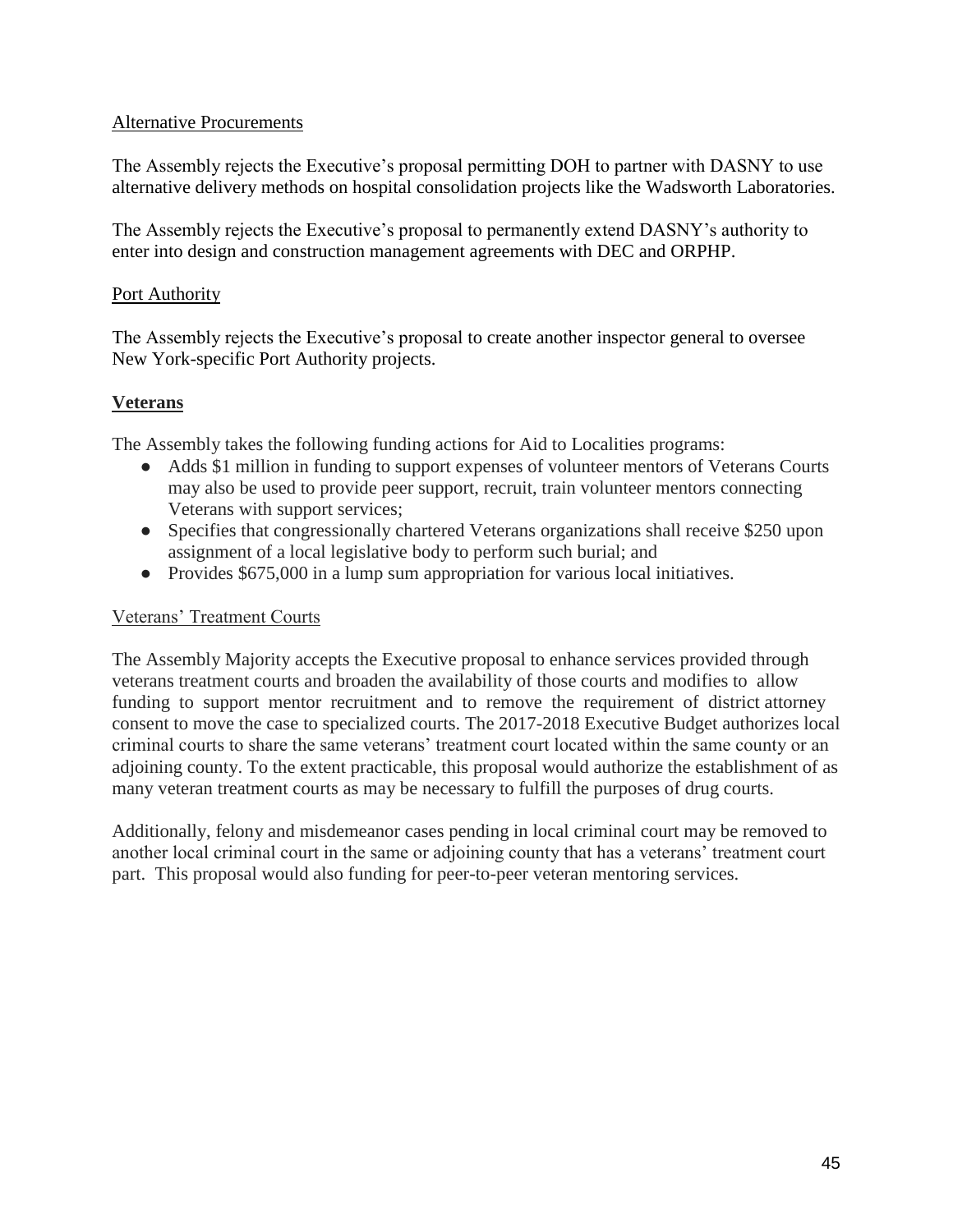Alternative Procurements

The Assembly rejects the Executive's proposal permitting DOH to partner with DASNY to use alternative delivery methods on hospital consolidation projects like the Wadsworth Laboratories.

The Assembly rejects the Executive's proposal to permanently extend DASNY's authority to enter into design and construction management agreements with DEC and ORPHP.

Port Authority

The Assembly rejects the Executive's proposal to create another inspector general to oversee New York-specific Port Authority projects.

## Veterans

The Assembly takes the following funding actions for Aid to Localities programs:

- Adds $1 million in funding to support expenses of volunteer mentors of Veterans Courts may also be used to provide peer support, recruit, train volunteer mentors connecting Veterans with support services;
- Specifies that congressionally chartered Veterans organizations shall receive $250 upon assignment of a local legislative body to perform such burial; and
- Provides $675,000 in a lump sum appropriation for various local initiatives.

Veterans' Treatment Courts

The Assembly Majority accepts the Executive proposal to enhance services provided through veterans treatment courts and broaden the availability of those courts and modifies to allow funding to support mentor recruitment and to remove the requirement of district attorney consent to move the case to specialized courts. The 2017-2018 Executive Budget authorizes local criminal courts to share the same veterans' treatment court located within the same county or an adjoining county. To the extent practicable, this proposal would authorize the establishment of as many veteran treatment courts as may be necessary to fulfill the purposes of drug courts.

Additionally, felony and misdemeanor cases pending in local criminal court may be removed to another local criminal court in the same or adjoining county that has a veterans' treatment court part. This proposal would also funding for peer-to-peer veteran mentoring services.